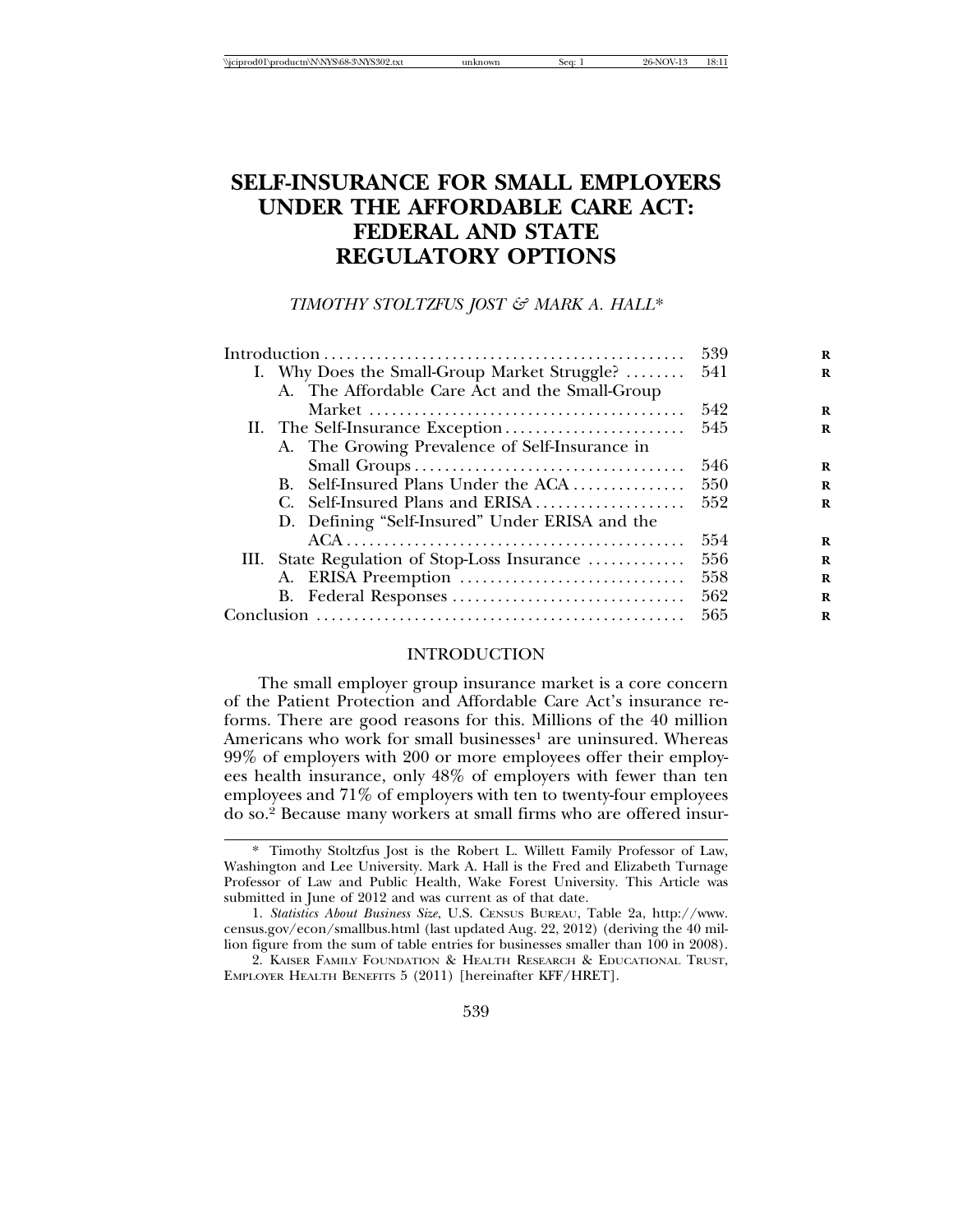# SELF-INSURANCE FOR SMALL EMPLOYERS UNDER THE AFFORDABLE CARE ACT: FEDERAL AND STATE REGULATORY OPTIONS

*TIMOTHY STOLTZFUS JOST & MARK A. HALL**

| | |
|---|---|
| Introduction | 539 |
| I. Why Does the Small-Group Market Struggle? | 541 |
| A. The Affordable Care Act and the Small-Group Market | 542 |
| II. The Self-Insurance Exception | 545 |
| A. The Growing Prevalence of Self-Insurance in Small Groups | 546 |
| B. Self-Insured Plans Under the ACA | 550 |
| C. Self-Insured Plans and ERISA | 552 |
| D. Defining "Self-Insured" Under ERISA and the ACA | 554 |
| III. State Regulation of Stop-Loss Insurance | 556 |
| A. ERISA Preemption | 558 |
| B. Federal Responses | 562 |
| Conclusion | 565 |

## INTRODUCTION

The small employer group insurance market is a core concern of the Patient Protection and Affordable Care Act's insurance reforms. There are good reasons for this. Millions of the 40 million Americans who work for small businesses[1] are uninsured. Whereas 99% of employers with 200 or more employees offer their employees health insurance, only 48% of employers with fewer than ten employees and 71% of employers with ten to twenty-four employees do so.[2] Because many workers at small firms who are offered insur-

---

\* Timothy Stoltzfus Jost is the Robert L. Willett Family Professor of Law, Washington and Lee University. Mark A. Hall is the Fred and Elizabeth Turnage Professor of Law and Public Health, Wake Forest University. This Article was submitted in June of 2012 and was current as of that date.

1. *Statistics About Business Size*, U.S. CENSUS BUREAU, Table 2a, http://www.census.gov/econ/smallbus.html (last updated Aug. 22, 2012) (deriving the 40 million figure from the sum of table entries for businesses smaller than 100 in 2008).

2. KAISER FAMILY FOUNDATION & HEALTH RESEARCH & EDUCATIONAL TRUST, EMPLOYER HEALTH BENEFITS 5 (2011) [hereinafter KFF/HRET].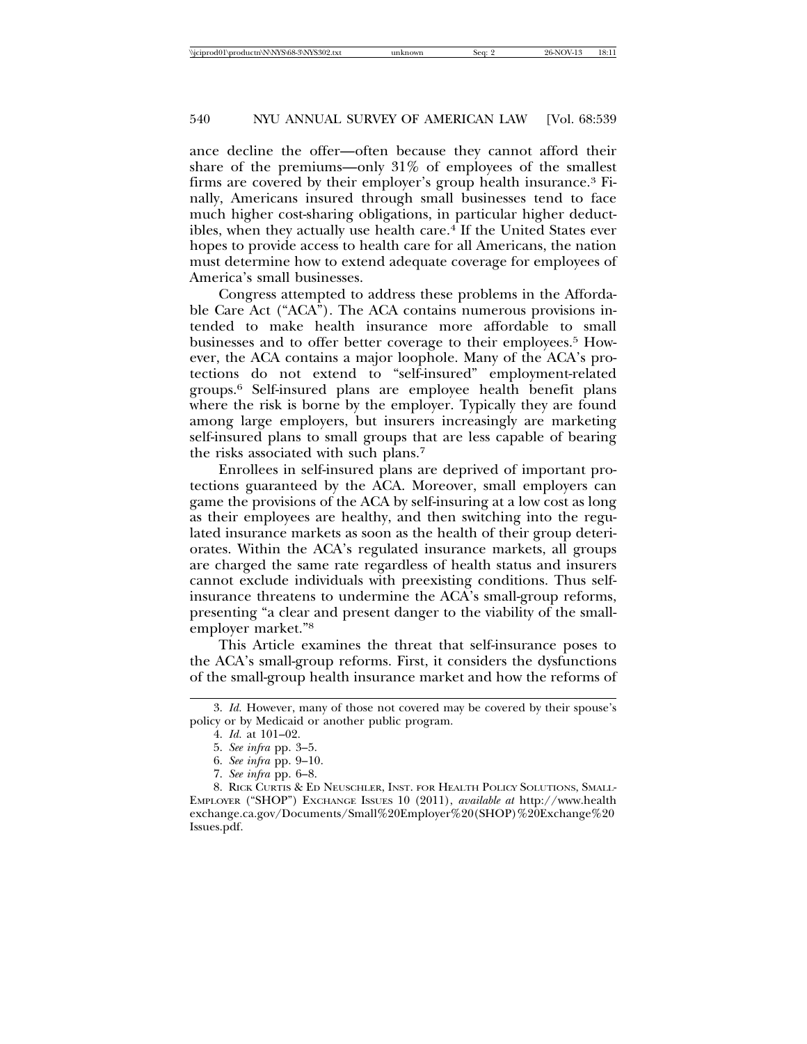ance decline the offer—often because they cannot afford their share of the premiums—only 31% of employees of the smallest firms are covered by their employer's group health insurance.[3] Finally, Americans insured through small businesses tend to face much higher cost-sharing obligations, in particular higher deductibles, when they actually use health care.[4] If the United States ever hopes to provide access to health care for all Americans, the nation must determine how to extend adequate coverage for employees of America's small businesses.

Congress attempted to address these problems in the Affordable Care Act ("ACA"). The ACA contains numerous provisions intended to make health insurance more affordable to small businesses and to offer better coverage to their employees.[5] However, the ACA contains a major loophole. Many of the ACA's protections do not extend to "self-insured" employment-related groups.[6] Self-insured plans are employee health benefit plans where the risk is borne by the employer. Typically they are found among large employers, but insurers increasingly are marketing self-insured plans to small groups that are less capable of bearing the risks associated with such plans.[7]

Enrollees in self-insured plans are deprived of important protections guaranteed by the ACA. Moreover, small employers can game the provisions of the ACA by self-insuring at a low cost as long as their employees are healthy, and then switching into the regulated insurance markets as soon as the health of their group deteriorates. Within the ACA's regulated insurance markets, all groups are charged the same rate regardless of health status and insurers cannot exclude individuals with preexisting conditions. Thus self-insurance threatens to undermine the ACA's small-group reforms, presenting "a clear and present danger to the viability of the small-employer market."[8]

This Article examines the threat that self-insurance poses to the ACA's small-group reforms. First, it considers the dysfunctions of the small-group health insurance market and how the reforms of

---

3. *Id.* However, many of those not covered may be covered by their spouse's policy or by Medicaid or another public program.

4. *Id.* at 101–02.

5. *See infra* pp. 3–5.

6. *See infra* pp. 9–10.

7. *See infra* pp. 6–8.

8. Rick Curtis & Ed Neuschler, Inst. for Health Policy Solutions, Small-Employer ("SHOP") Exchange Issues 10 (2011), *available at* http://www.healthexchange.ca.gov/Documents/Small%20Employer%20(SHOP)%20Exchange%20Issues.pdf.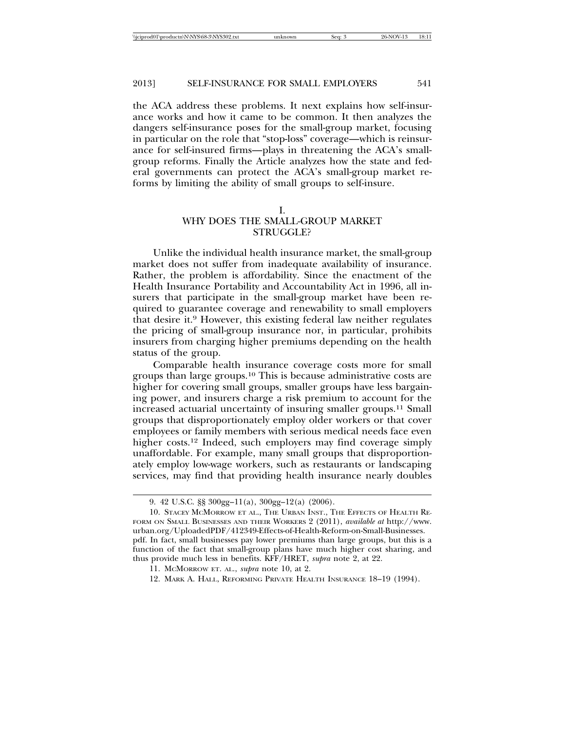the ACA address these problems. It next explains how self-insurance works and how it came to be common. It then analyzes the dangers self-insurance poses for the small-group market, focusing in particular on the role that "stop-loss" coverage—which is reinsurance for self-insured firms—plays in threatening the ACA's small-group reforms. Finally the Article analyzes how the state and federal governments can protect the ACA's small-group market reforms by limiting the ability of small groups to self-insure.

## I.
## WHY DOES THE SMALL-GROUP MARKET STRUGGLE?

Unlike the individual health insurance market, the small-group market does not suffer from inadequate availability of insurance. Rather, the problem is affordability. Since the enactment of the Health Insurance Portability and Accountability Act in 1996, all insurers that participate in the small-group market have been required to guarantee coverage and renewability to small employers that desire it.[9] However, this existing federal law neither regulates the pricing of small-group insurance nor, in particular, prohibits insurers from charging higher premiums depending on the health status of the group.

Comparable health insurance coverage costs more for small groups than large groups.[10] This is because administrative costs are higher for covering small groups, smaller groups have less bargaining power, and insurers charge a risk premium to account for the increased actuarial uncertainty of insuring smaller groups.[11] Small groups that disproportionately employ older workers or that cover employees or family members with serious medical needs face even higher costs.[12] Indeed, such employers may find coverage simply unaffordable. For example, many small groups that disproportionately employ low-wage workers, such as restaurants or landscaping services, may find that providing health insurance nearly doubles

---

9. 42 U.S.C. §§ 300gg–11(a), 300gg–12(a) (2006).

10. STACEY MCMORROW ET AL., THE URBAN INST., THE EFFECTS OF HEALTH REFORM ON SMALL BUSINESSES AND THEIR WORKERS 2 (2011), *available at* http://www.urban.org/UploadedPDF/412349-Effects-of-Health-Reform-on-Small-Businesses.pdf. In fact, small businesses pay lower premiums than large groups, but this is a function of the fact that small-group plans have much higher cost sharing, and thus provide much less in benefits. KFF/HRET, *supra* note 2, at 22.

11. MCMORROW ET. AL., *supra* note 10, at 2.

12. MARK A. HALL, REFORMING PRIVATE HEALTH INSURANCE 18–19 (1994).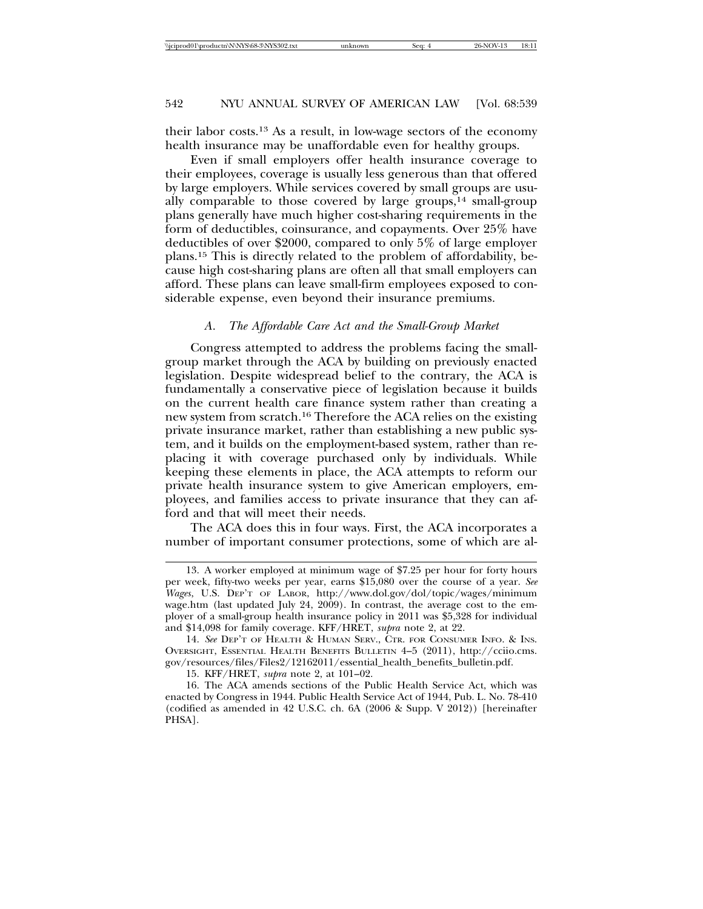their labor costs.[13] As a result, in low-wage sectors of the economy health insurance may be unaffordable even for healthy groups.

Even if small employers offer health insurance coverage to their employees, coverage is usually less generous than that offered by large employers. While services covered by small groups are usually comparable to those covered by large groups,[14] small-group plans generally have much higher cost-sharing requirements in the form of deductibles, coinsurance, and copayments. Over 25% have deductibles of over $2000, compared to only 5% of large employer plans.[15] This is directly related to the problem of affordability, because high cost-sharing plans are often all that small employers can afford. These plans can leave small-firm employees exposed to considerable expense, even beyond their insurance premiums.

### *A. The Affordable Care Act and the Small-Group Market*

Congress attempted to address the problems facing the small-group market through the ACA by building on previously enacted legislation. Despite widespread belief to the contrary, the ACA is fundamentally a conservative piece of legislation because it builds on the current health care finance system rather than creating a new system from scratch.[16] Therefore the ACA relies on the existing private insurance market, rather than establishing a new public system, and it builds on the employment-based system, rather than replacing it with coverage purchased only by individuals. While keeping these elements in place, the ACA attempts to reform our private health insurance system to give American employers, employees, and families access to private insurance that they can afford and that will meet their needs.

The ACA does this in four ways. First, the ACA incorporates a number of important consumer protections, some of which are al-

---

13. A worker employed at minimum wage of $7.25 per hour for forty hours per week, fifty-two weeks per year, earns $15,080 over the course of a year. *See Wages*, U.S. DEP'T OF LABOR, http://www.dol.gov/dol/topic/wages/minimumwage.htm (last updated July 24, 2009). In contrast, the average cost to the employer of a small-group health insurance policy in 2011 was $5,328 for individual and $14,098 for family coverage. KFF/HRET, *supra* note 2, at 22.

14. *See* DEP'T OF HEALTH & HUMAN SERV., CTR. FOR CONSUMER INFO. & INS. OVERSIGHT, ESSENTIAL HEALTH BENEFITS BULLETIN 4–5 (2011), http://cciio.cms.gov/resources/files/Files2/12162011/essential_health_benefits_bulletin.pdf.

15. KFF/HRET, *supra* note 2, at 101–02.

16. The ACA amends sections of the Public Health Service Act, which was enacted by Congress in 1944. Public Health Service Act of 1944, Pub. L. No. 78-410 (codified as amended in 42 U.S.C. ch. 6A (2006 & Supp. V 2012)) [hereinafter PHSA].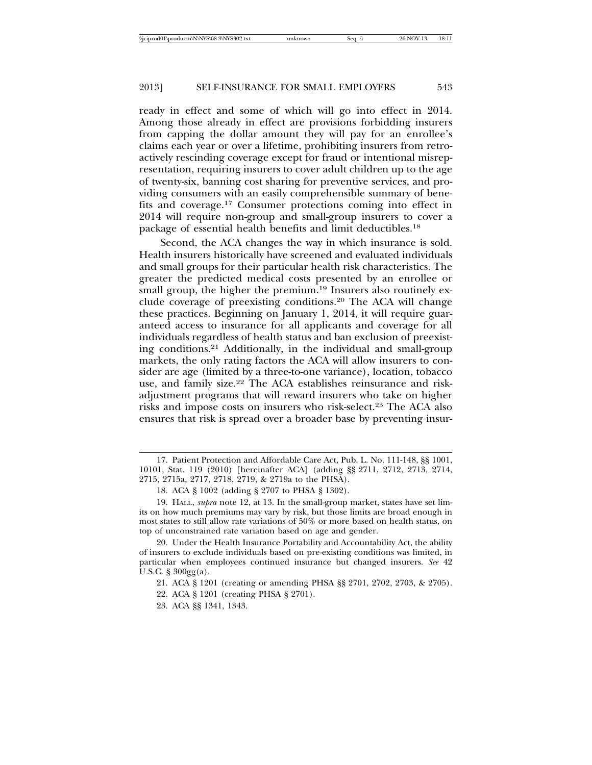ready in effect and some of which will go into effect in 2014. Among those already in effect are provisions forbidding insurers from capping the dollar amount they will pay for an enrollee's claims each year or over a lifetime, prohibiting insurers from retroactively rescinding coverage except for fraud or intentional misrepresentation, requiring insurers to cover adult children up to the age of twenty-six, banning cost sharing for preventive services, and providing consumers with an easily comprehensible summary of benefits and coverage.[17] Consumer protections coming into effect in 2014 will require non-group and small-group insurers to cover a package of essential health benefits and limit deductibles.[18]

Second, the ACA changes the way in which insurance is sold. Health insurers historically have screened and evaluated individuals and small groups for their particular health risk characteristics. The greater the predicted medical costs presented by an enrollee or small group, the higher the premium.[19] Insurers also routinely exclude coverage of preexisting conditions.[20] The ACA will change these practices. Beginning on January 1, 2014, it will require guaranteed access to insurance for all applicants and coverage for all individuals regardless of health status and ban exclusion of preexisting conditions.[21] Additionally, in the individual and small-group markets, the only rating factors the ACA will allow insurers to consider are age (limited by a three-to-one variance), location, tobacco use, and family size.[22] The ACA establishes reinsurance and risk-adjustment programs that will reward insurers who take on higher risks and impose costs on insurers who risk-select.[23] The ACA also ensures that risk is spread over a broader base by preventing insur-

---

17. Patient Protection and Affordable Care Act, Pub. L. No. 111-148, §§ 1001, 10101, Stat. 119 (2010) [hereinafter ACA] (adding §§ 2711, 2712, 2713, 2714, 2715, 2715a, 2717, 2718, 2719, & 2719a to the PHSA).

18. ACA § 1002 (adding § 2707 to PHSA § 1302).

19. HALL, *supra* note 12, at 13. In the small-group market, states have set limits on how much premiums may vary by risk, but those limits are broad enough in most states to still allow rate variations of 50% or more based on health status, on top of unconstrained rate variation based on age and gender.

20. Under the Health Insurance Portability and Accountability Act, the ability of insurers to exclude individuals based on pre-existing conditions was limited, in particular when employees continued insurance but changed insurers. *See* 42 U.S.C. § 300gg(a).

21. ACA § 1201 (creating or amending PHSA §§ 2701, 2702, 2703, & 2705).

22. ACA § 1201 (creating PHSA § 2701).

23. ACA §§ 1341, 1343.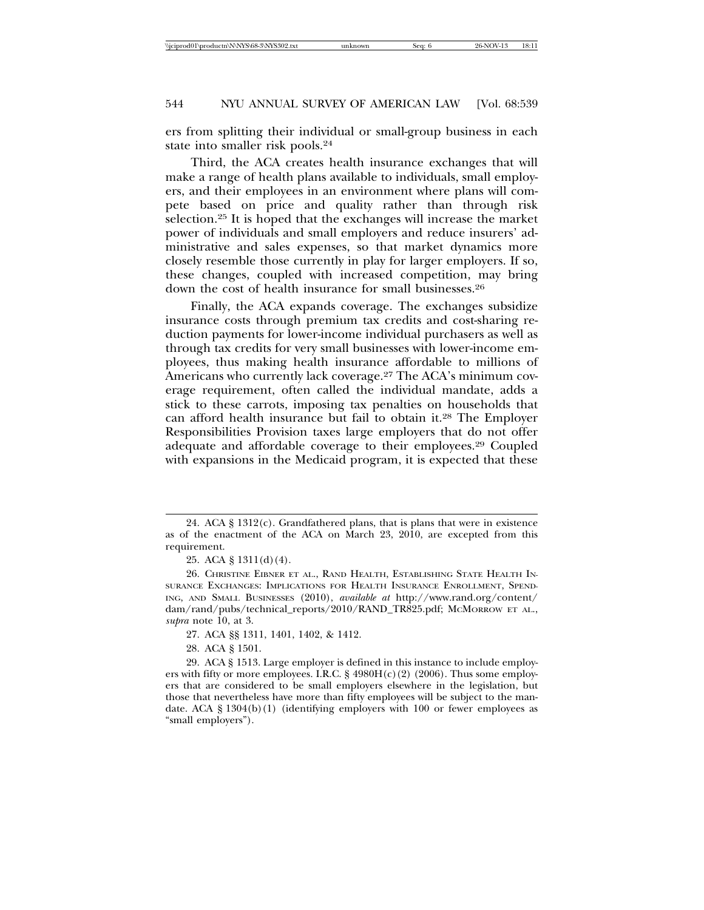ers from splitting their individual or small-group business in each state into smaller risk pools.[24]

Third, the ACA creates health insurance exchanges that will make a range of health plans available to individuals, small employers, and their employees in an environment where plans will compete based on price and quality rather than through risk selection.[25] It is hoped that the exchanges will increase the market power of individuals and small employers and reduce insurers' administrative and sales expenses, so that market dynamics more closely resemble those currently in play for larger employers. If so, these changes, coupled with increased competition, may bring down the cost of health insurance for small businesses.[26]

Finally, the ACA expands coverage. The exchanges subsidize insurance costs through premium tax credits and cost-sharing reduction payments for lower-income individual purchasers as well as through tax credits for very small businesses with lower-income employees, thus making health insurance affordable to millions of Americans who currently lack coverage.[27] The ACA's minimum coverage requirement, often called the individual mandate, adds a stick to these carrots, imposing tax penalties on households that can afford health insurance but fail to obtain it.[28] The Employer Responsibilities Provision taxes large employers that do not offer adequate and affordable coverage to their employees.[29] Coupled with expansions in the Medicaid program, it is expected that these

---

24. ACA § 1312(c). Grandfathered plans, that is plans that were in existence as of the enactment of the ACA on March 23, 2010, are excepted from this requirement.

25. ACA § 1311(d)(4).

26. CHRISTINE EIBNER ET AL., RAND HEALTH, ESTABLISHING STATE HEALTH INSURANCE EXCHANGES: IMPLICATIONS FOR HEALTH INSURANCE ENROLLMENT, SPENDING, AND SMALL BUSINESSES (2010), *available at* http://www.rand.org/content/dam/rand/pubs/technical_reports/2010/RAND_TR825.pdf; MCMORROW ET AL., *supra* note 10, at 3.

27. ACA §§ 1311, 1401, 1402, & 1412.

28. ACA § 1501.

29. ACA § 1513. Large employer is defined in this instance to include employers with fifty or more employees. I.R.C. § 4980H(c)(2) (2006). Thus some employers that are considered to be small employers elsewhere in the legislation, but those that nevertheless have more than fifty employees will be subject to the mandate. ACA § 1304(b)(1) (identifying employers with 100 or fewer employees as "small employers").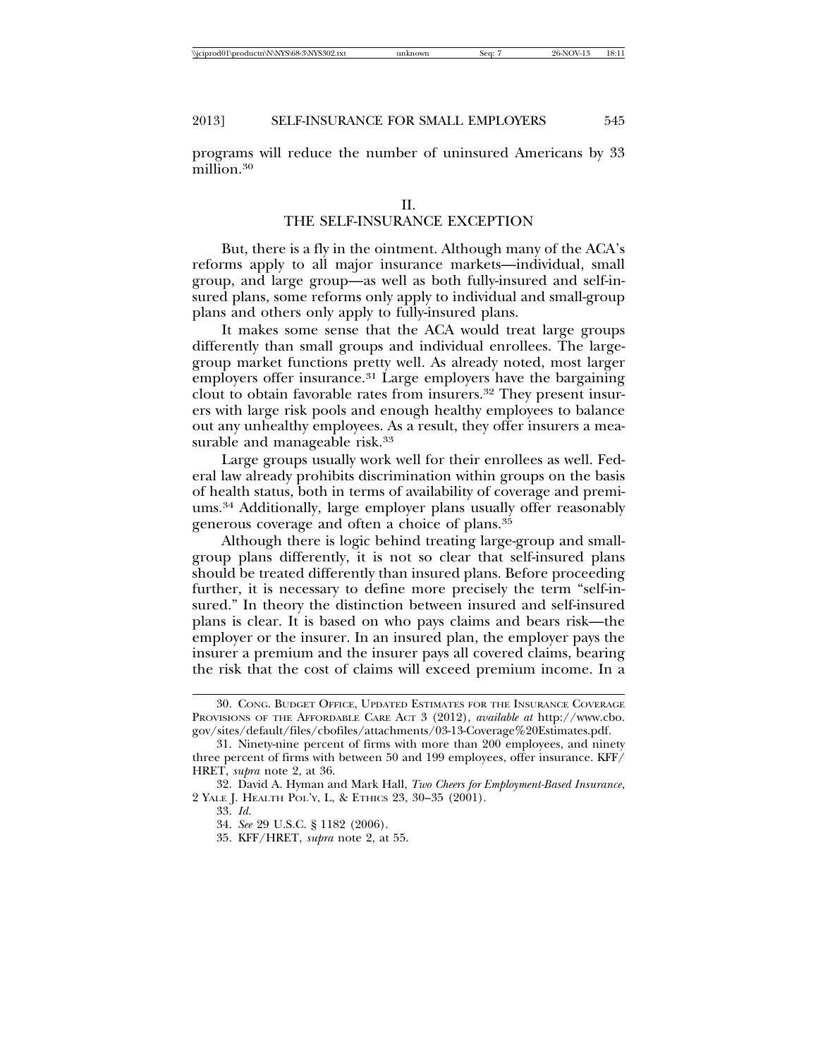programs will reduce the number of uninsured Americans by 33 million.[30]

## II.
## THE SELF-INSURANCE EXCEPTION

But, there is a fly in the ointment. Although many of the ACA's reforms apply to all major insurance markets—individual, small group, and large group—as well as both fully-insured and self-insured plans, some reforms only apply to individual and small-group plans and others only apply to fully-insured plans.

It makes some sense that the ACA would treat large groups differently than small groups and individual enrollees. The large-group market functions pretty well. As already noted, most larger employers offer insurance.[31] Large employers have the bargaining clout to obtain favorable rates from insurers.[32] They present insurers with large risk pools and enough healthy employees to balance out any unhealthy employees. As a result, they offer insurers a measurable and manageable risk.[33]

Large groups usually work well for their enrollees as well. Federal law already prohibits discrimination within groups on the basis of health status, both in terms of availability of coverage and premiums.[34] Additionally, large employer plans usually offer reasonably generous coverage and often a choice of plans.[35]

Although there is logic behind treating large-group and small-group plans differently, it is not so clear that self-insured plans should be treated differently than insured plans. Before proceeding further, it is necessary to define more precisely the term "self-insured." In theory the distinction between insured and self-insured plans is clear. It is based on who pays claims and bears risk—the employer or the insurer. In an insured plan, the employer pays the insurer a premium and the insurer pays all covered claims, bearing the risk that the cost of claims will exceed premium income. In a

---

30. CONG. BUDGET OFFICE, UPDATED ESTIMATES FOR THE INSURANCE COVERAGE PROVISIONS OF THE AFFORDABLE CARE ACT 3 (2012), *available at* http://www.cbo.gov/sites/default/files/cbofiles/attachments/03-13-Coverage%20Estimates.pdf.

31. Ninety-nine percent of firms with more than 200 employees, and ninety three percent of firms with between 50 and 199 employees, offer insurance. KFF/HRET, *supra* note 2, at 36.

32. David A. Hyman and Mark Hall, *Two Cheers for Employment-Based Insurance*, 2 YALE J. HEALTH POL'Y, L, & ETHICS 23, 30–35 (2001).

33. *Id.*

34. *See* 29 U.S.C. § 1182 (2006).

35. KFF/HRET, *supra* note 2, at 55.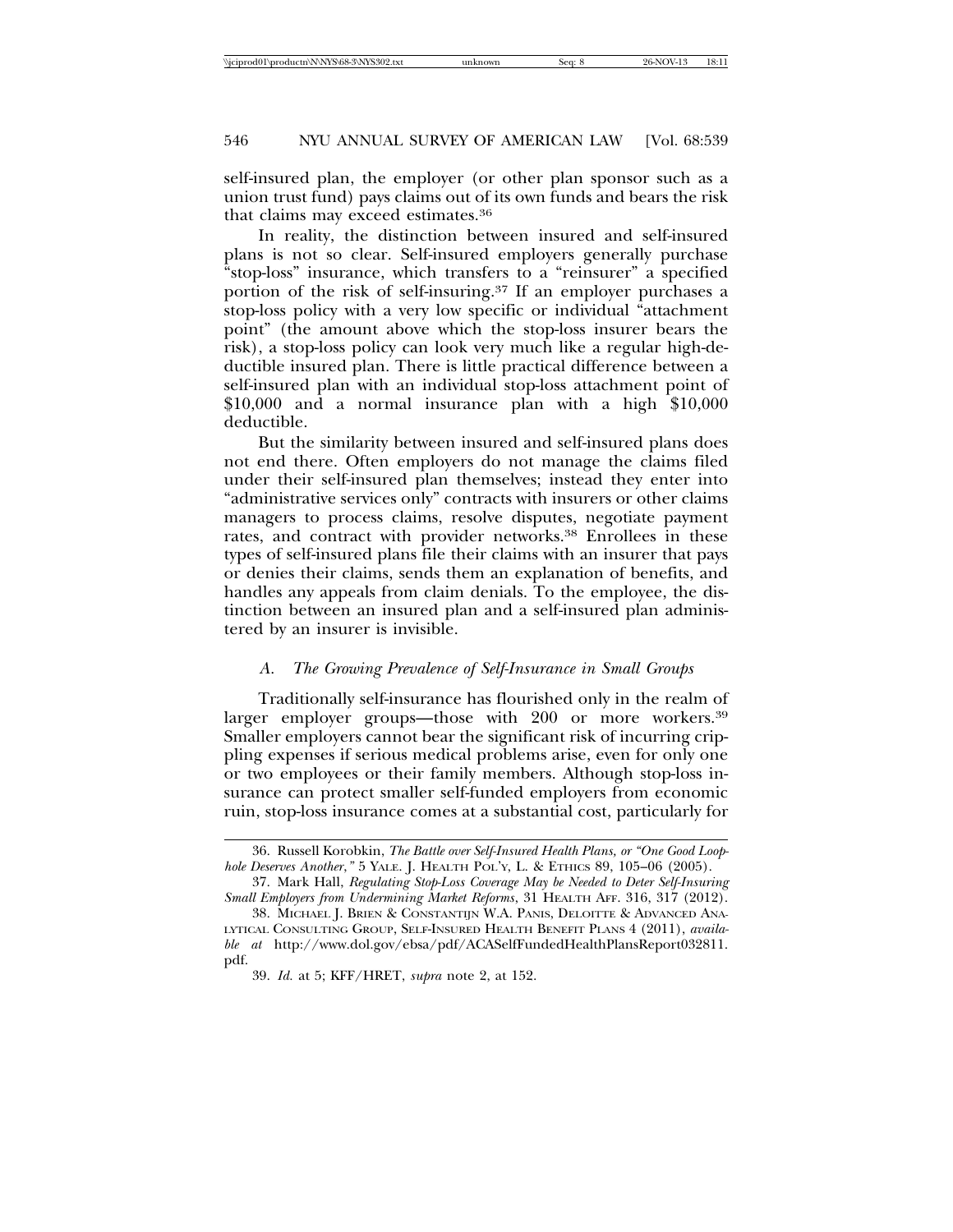self-insured plan, the employer (or other plan sponsor such as a union trust fund) pays claims out of its own funds and bears the risk that claims may exceed estimates.[36]

In reality, the distinction between insured and self-insured plans is not so clear. Self-insured employers generally purchase "stop-loss" insurance, which transfers to a "reinsurer" a specified portion of the risk of self-insuring.[37] If an employer purchases a stop-loss policy with a very low specific or individual "attachment point" (the amount above which the stop-loss insurer bears the risk), a stop-loss policy can look very much like a regular high-deductible insured plan. There is little practical difference between a self-insured plan with an individual stop-loss attachment point of $10,000 and a normal insurance plan with a high $10,000 deductible.

But the similarity between insured and self-insured plans does not end there. Often employers do not manage the claims filed under their self-insured plan themselves; instead they enter into "administrative services only" contracts with insurers or other claims managers to process claims, resolve disputes, negotiate payment rates, and contract with provider networks.[38] Enrollees in these types of self-insured plans file their claims with an insurer that pays or denies their claims, sends them an explanation of benefits, and handles any appeals from claim denials. To the employee, the distinction between an insured plan and a self-insured plan administered by an insurer is invisible.

### *A. The Growing Prevalence of Self-Insurance in Small Groups*

Traditionally self-insurance has flourished only in the realm of larger employer groups—those with 200 or more workers.[39] Smaller employers cannot bear the significant risk of incurring crippling expenses if serious medical problems arise, even for only one or two employees or their family members. Although stop-loss insurance can protect smaller self-funded employers from economic ruin, stop-loss insurance comes at a substantial cost, particularly for

---

36. Russell Korobkin, *The Battle over Self-Insured Health Plans, or "One Good Loophole Deserves Another*,*"* 5 YALE. J. HEALTH POL'Y, L. & ETHICS 89, 105–06 (2005).

37. Mark Hall, *Regulating Stop-Loss Coverage May be Needed to Deter Self-Insuring Small Employers from Undermining Market Reforms*, 31 HEALTH AFF. 316, 317 (2012).

38. MICHAEL J. BRIEN & CONSTANTIJN W.A. PANIS, DELOITTE & ADVANCED ANALYTICAL CONSULTING GROUP, SELF-INSURED HEALTH BENEFIT PLANS 4 (2011), *available at* http://www.dol.gov/ebsa/pdf/ACASelfFundedHealthPlansReport032811.pdf.

39. *Id.* at 5; KFF/HRET, *supra* note 2, at 152.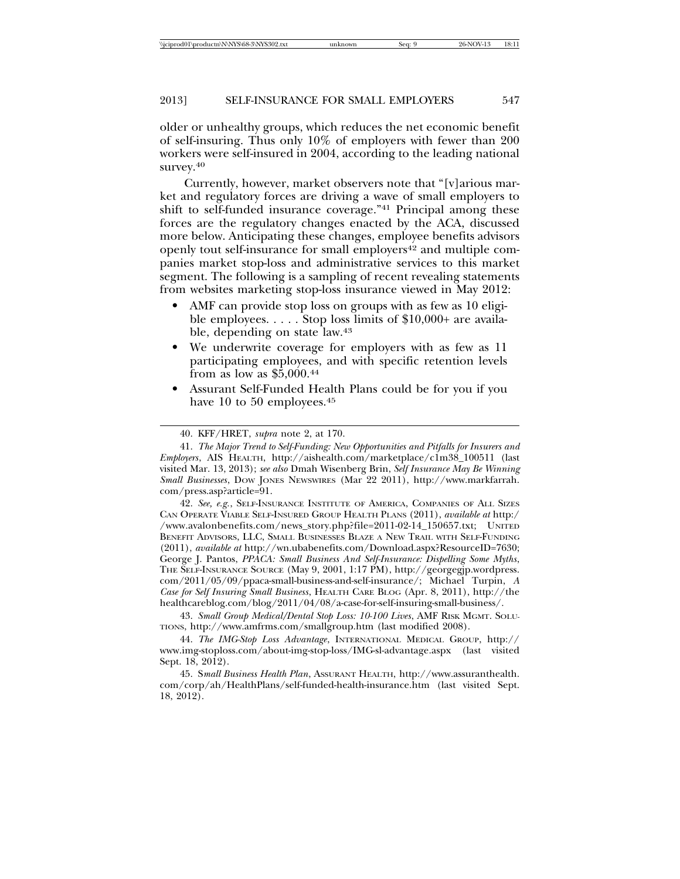older or unhealthy groups, which reduces the net economic benefit of self-insuring. Thus only 10% of employers with fewer than 200 workers were self-insured in 2004, according to the leading national survey.[40]

Currently, however, market observers note that "[v]arious market and regulatory forces are driving a wave of small employers to shift to self-funded insurance coverage."[41] Principal among these forces are the regulatory changes enacted by the ACA, discussed more below. Anticipating these changes, employee benefits advisors openly tout self-insurance for small employers[42] and multiple companies market stop-loss and administrative services to this market segment. The following is a sampling of recent revealing statements from websites marketing stop-loss insurance viewed in May 2012:

- AMF can provide stop loss on groups with as few as 10 eligible employees. . . . . Stop loss limits of $10,000+ are available, depending on state law.[43]
- We underwrite coverage for employers with as few as 11 participating employees, and with specific retention levels from as low as $5,000.[44]
- Assurant Self-Funded Health Plans could be for you if you have 10 to 50 employees.[45]

---

40. KFF/HRET, *supra* note 2, at 170.

41. *The Major Trend to Self-Funding: New Opportunities and Pitfalls for Insurers and Employers*, AIS HEALTH, http://aishealth.com/marketplace/c1m38_100511 (last visited Mar. 13, 2013); *see also* Dmah Wisenberg Brin, *Self Insurance May Be Winning Small Businesses*, DOW JONES NEWSWIRES (Mar 22 2011), http://www.markfarrah.com/press.asp?article=91.

42. *See, e.g.*, SELF-INSURANCE INSTITUTE OF AMERICA, COMPANIES OF ALL SIZES CAN OPERATE VIABLE SELF-INSURED GROUP HEALTH PLANS (2011), *available at* http://www.avalonbenefits.com/news_story.php?file=2011-02-14_150657.txt; UNITED BENEFIT ADVISORS, LLC, SMALL BUSINESSES BLAZE A NEW TRAIL WITH SELF-FUNDING (2011), *available at* http://wn.ubabenefits.com/Download.aspx?ResourceID=7630; George J. Pantos, *PPACA: Small Business And Self-Insurance: Dispelling Some Myths*, THE SELF-INSURANCE SOURCE (May 9, 2001, 1:17 PM), http://georgegjp.wordpress.com/2011/05/09/ppaca-small-business-and-self-insurance/; Michael Turpin, *A Case for Self Insuring Small Business*, HEALTH CARE BLOG (Apr. 8, 2011), http://thehealthcareblog.com/blog/2011/04/08/a-case-for-self-insuring-small-business/.

43. *Small Group Medical/Dental Stop Loss: 10-100 Lives*, AMF RISK MGMT. SOLUTIONS, http://www.amfrms.com/smallgroup.htm (last modified 2008).

44. *The IMG-Stop Loss Advantage*, INTERNATIONAL MEDICAL GROUP, http://www.img-stoploss.com/about-img-stop-loss/IMG-sl-advantage.aspx (last visited Sept. 18, 2012).

45. *Small Business Health Plan*, ASSURANT HEALTH, http://www.assuranthealth.com/corp/ah/HealthPlans/self-funded-health-insurance.htm (last visited Sept. 18, 2012).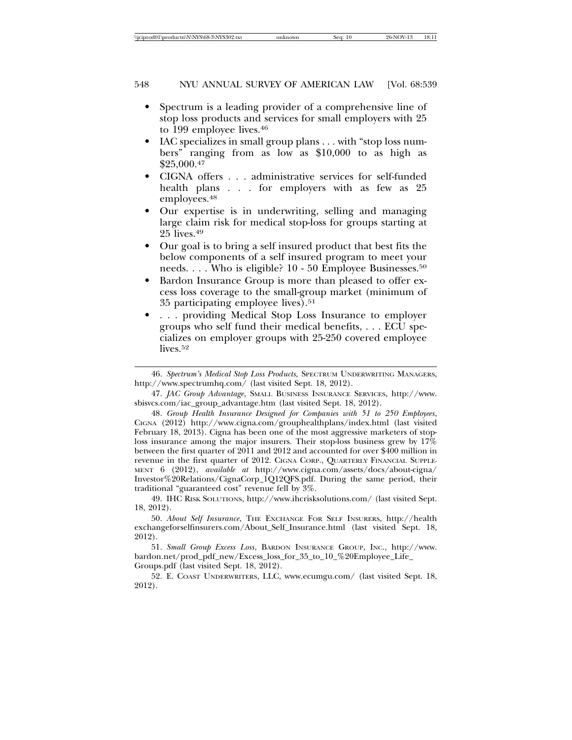- Spectrum is a leading provider of a comprehensive line of stop loss products and services for small employers with 25 to 199 employee lives.[46]
- IAC specializes in small group plans . . . with "stop loss numbers" ranging from as low as $10,000 to as high as $25,000.[47]
- CIGNA offers . . . administrative services for self-funded health plans . . . for employers with as few as 25 employees.[48]
- Our expertise is in underwriting, selling and managing large claim risk for medical stop-loss for groups starting at 25 lives.[49]
- Our goal is to bring a self insured product that best fits the below components of a self insured program to meet your needs. . . . Who is eligible? 10 - 50 Employee Businesses.[50]
- Bardon Insurance Group is more than pleased to offer excess loss coverage to the small-group market (minimum of 35 participating employee lives).[51]
- . . . providing Medical Stop Loss Insurance to employer groups who self fund their medical benefits, . . . ECU specializes on employer groups with 25-250 covered employee lives.[52]

---

46. *Spectrum's Medical Stop Loss Products*, SPECTRUM UNDERWRITING MANAGERS, http://www.spectrumhq.com/ (last visited Sept. 18, 2012).

47. *IAC Group Advantage*, SMALL BUSINESS INSURANCE SERVICES, http://www.sbisvcs.com/iac_group_advantage.htm (last visited Sept. 18, 2012).

48. *Group Health Insurance Designed for Companies with 51 to 250 Employees*, CIGNA (2012) http://www.cigna.com/grouphealthplans/index.html (last visited February 18, 2013). Cigna has been one of the most aggressive marketers of stop-loss insurance among the major insurers. Their stop-loss business grew by 17% between the first quarter of 2011 and 2012 and accounted for over $400 million in revenue in the first quarter of 2012. CIGNA CORP., QUARTERLY FINANCIAL SUPPLEMENT 6 (2012), *available at* http://www.cigna.com/assets/docs/about-cigna/Investor%20Relations/CignaCorp_1Q12QFS.pdf. During the same period, their traditional "guaranteed cost" revenue fell by 3%.

49. IHC RISK SOLUTIONS, http://www.ihcrisksolutions.com/ (last visited Sept. 18, 2012).

50. *About Self Insurance*, THE EXCHANGE FOR SELF INSURERS, http://healthexchangeforselfinsurers.com/About_Self_Insurance.html (last visited Sept. 18, 2012).

51. *Small Group Excess Loss*, BARDON INSURANCE GROUP, INC., http://www.bardon.net/prod_pdf_new/Excess_loss_for_35_to_10_%20Employee_Life_Groups.pdf (last visited Sept. 18, 2012).

52. E. COAST UNDERWRITERS, LLC, www.ecumgu.com/ (last visited Sept. 18, 2012).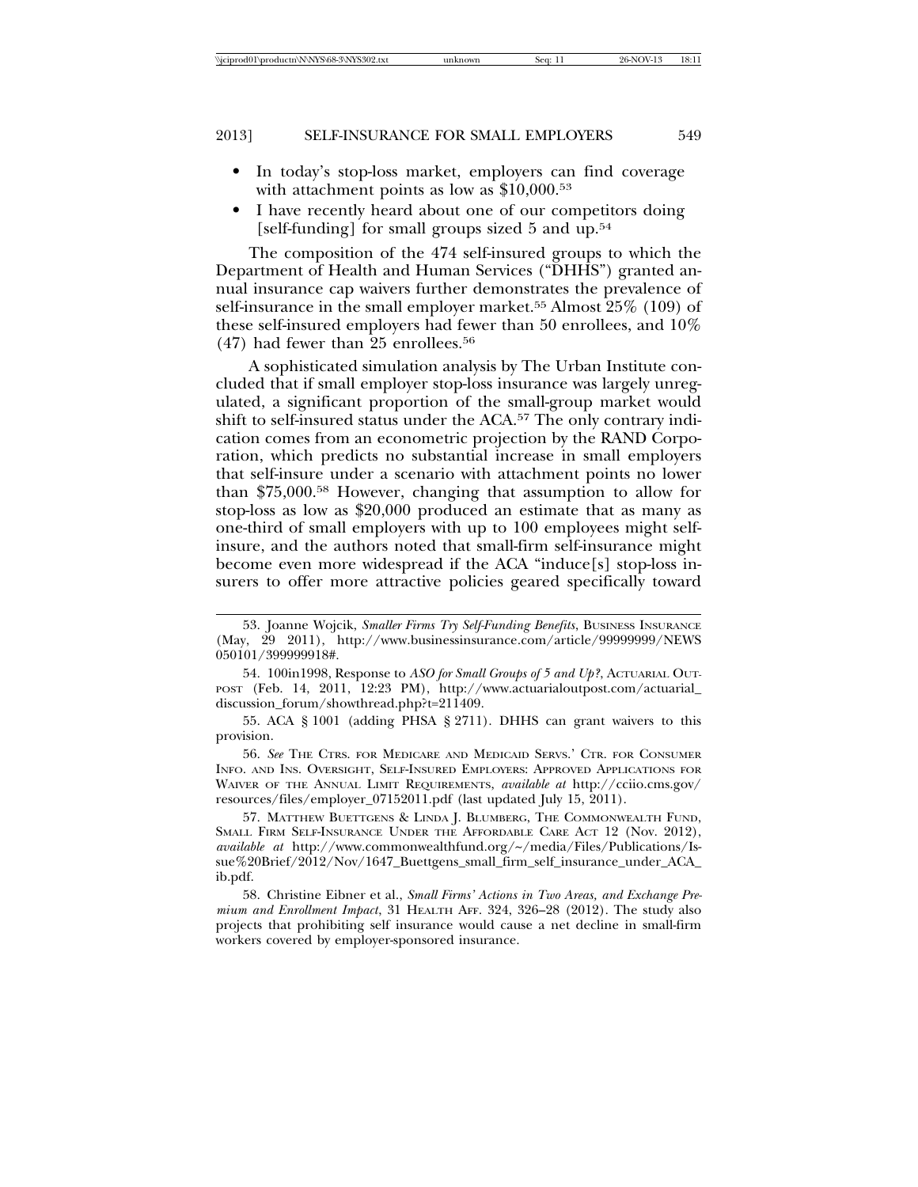- In today's stop-loss market, employers can find coverage with attachment points as low as $10,000.[53]
- I have recently heard about one of our competitors doing [self-funding] for small groups sized 5 and up.[54]

The composition of the 474 self-insured groups to which the Department of Health and Human Services ("DHHS") granted annual insurance cap waivers further demonstrates the prevalence of self-insurance in the small employer market.[55] Almost 25% (109) of these self-insured employers had fewer than 50 enrollees, and 10% (47) had fewer than 25 enrollees.[56]

A sophisticated simulation analysis by The Urban Institute concluded that if small employer stop-loss insurance was largely unregulated, a significant proportion of the small-group market would shift to self-insured status under the ACA.[57] The only contrary indication comes from an econometric projection by the RAND Corporation, which predicts no substantial increase in small employers that self-insure under a scenario with attachment points no lower than $75,000.[58] However, changing that assumption to allow for stop-loss as low as $20,000 produced an estimate that as many as one-third of small employers with up to 100 employees might self-insure, and the authors noted that small-firm self-insurance might become even more widespread if the ACA "induce[s] stop-loss insurers to offer more attractive policies geared specifically toward

---

53. Joanne Wojcik, *Smaller Firms Try Self-Funding Benefits*, BUSINESS INSURANCE (May, 29 2011), http://www.businessinsurance.com/article/99999999/NEWS050101/399999918#.

54. 100in1998, Response to *ASO for Small Groups of 5 and Up?*, ACTUARIAL OUTPOST (Feb. 14, 2011, 12:23 PM), http://www.actuarialoutpost.com/actuarial_discussion_forum/showthread.php?t=211409.

55. ACA § 1001 (adding PHSA § 2711). DHHS can grant waivers to this provision.

56. *See* THE CTRS. FOR MEDICARE AND MEDICAID SERVS.' CTR. FOR CONSUMER INFO. AND INS. OVERSIGHT, SELF-INSURED EMPLOYERS: APPROVED APPLICATIONS FOR WAIVER OF THE ANNUAL LIMIT REQUIREMENTS, *available at* http://cciio.cms.gov/resources/files/employer_07152011.pdf (last updated July 15, 2011).

57. MATTHEW BUETTGENS & LINDA J. BLUMBERG, THE COMMONWEALTH FUND, SMALL FIRM SELF-INSURANCE UNDER THE AFFORDABLE CARE ACT 12 (Nov. 2012), *available at* http://www.commonwealthfund.org/~/media/Files/Publications/Issue%20Brief/2012/Nov/1647_Buettgens_small_firm_self_insurance_under_ACA_ib.pdf.

58. Christine Eibner et al., *Small Firms' Actions in Two Areas, and Exchange Premium and Enrollment Impact*, 31 HEALTH AFF. 324, 326–28 (2012). The study also projects that prohibiting self insurance would cause a net decline in small-firm workers covered by employer-sponsored insurance.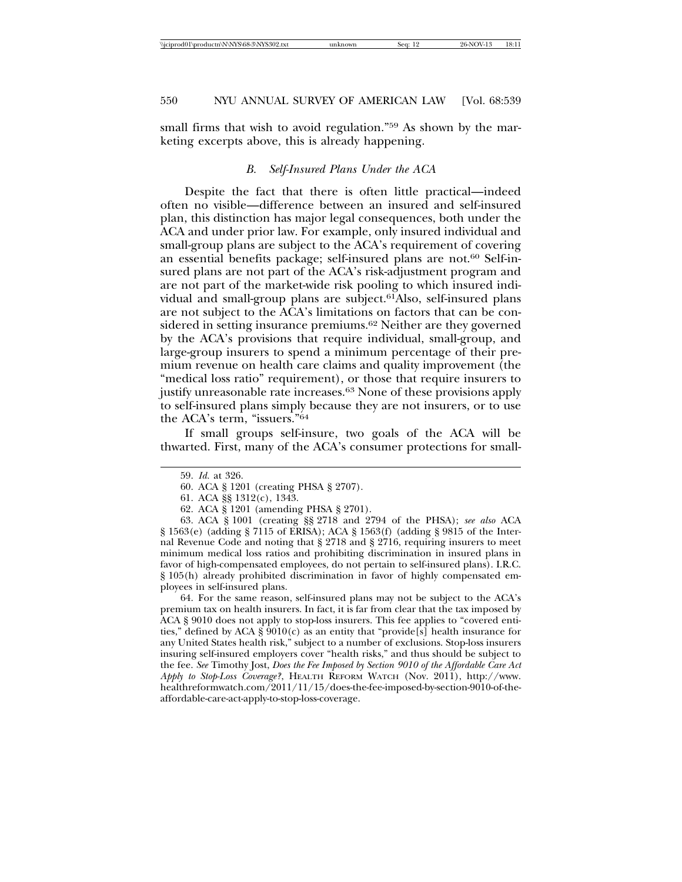small firms that wish to avoid regulation."[59] As shown by the marketing excerpts above, this is already happening.

### *B. Self-Insured Plans Under the ACA*

Despite the fact that there is often little practical—indeed often no visible—difference between an insured and self-insured plan, this distinction has major legal consequences, both under the ACA and under prior law. For example, only insured individual and small-group plans are subject to the ACA's requirement of covering an essential benefits package; self-insured plans are not.[60] Self-insured plans are not part of the ACA's risk-adjustment program and are not part of the market-wide risk pooling to which insured individual and small-group plans are subject.[61] Also, self-insured plans are not subject to the ACA's limitations on factors that can be considered in setting insurance premiums.[62] Neither are they governed by the ACA's provisions that require individual, small-group, and large-group insurers to spend a minimum percentage of their premium revenue on health care claims and quality improvement (the "medical loss ratio" requirement), or those that require insurers to justify unreasonable rate increases.[63] None of these provisions apply to self-insured plans simply because they are not insurers, or to use the ACA's term, "issuers."[64]

If small groups self-insure, two goals of the ACA will be thwarted. First, many of the ACA's consumer protections for small-

---

59. *Id.* at 326.

60. ACA § 1201 (creating PHSA § 2707).

61. ACA §§ 1312(c), 1343.

62. ACA § 1201 (amending PHSA § 2701).

63. ACA § 1001 (creating §§ 2718 and 2794 of the PHSA); *see also* ACA § 1563(e) (adding § 7115 of ERISA); ACA § 1563(f) (adding § 9815 of the Internal Revenue Code and noting that § 2718 and § 2716, requiring insurers to meet minimum medical loss ratios and prohibiting discrimination in insured plans in favor of high-compensated employees, do not pertain to self-insured plans). I.R.C. § 105(h) already prohibited discrimination in favor of highly compensated employees in self-insured plans.

64. For the same reason, self-insured plans may not be subject to the ACA's premium tax on health insurers. In fact, it is far from clear that the tax imposed by ACA § 9010 does not apply to stop-loss insurers. This fee applies to "covered entities," defined by ACA § 9010(c) as an entity that "provide[s] health insurance for any United States health risk," subject to a number of exclusions. Stop-loss insurers insuring self-insured employers cover "health risks," and thus should be subject to the fee. *See* Timothy Jost, *Does the Fee Imposed by Section 9010 of the Affordable Care Act Apply to Stop-Loss Coverage?*, HEALTH REFORM WATCH (Nov. 2011), http://www.healthreformwatch.com/2011/11/15/does-the-fee-imposed-by-section-9010-of-the-affordable-care-act-apply-to-stop-loss-coverage.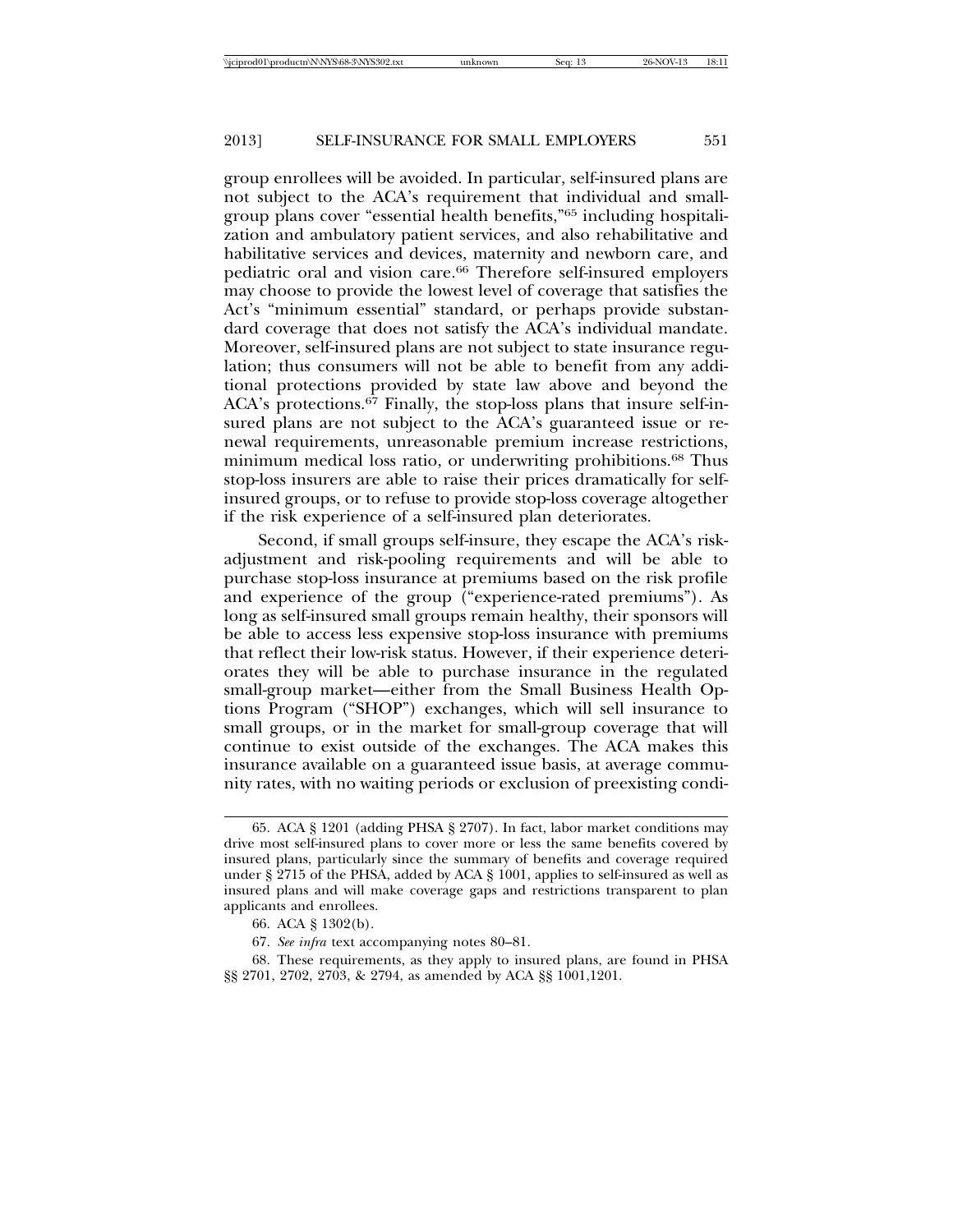group enrollees will be avoided. In particular, self-insured plans are not subject to the ACA's requirement that individual and small-group plans cover "essential health benefits,"[65] including hospitalization and ambulatory patient services, and also rehabilitative and habilitative services and devices, maternity and newborn care, and pediatric oral and vision care.[66] Therefore self-insured employers may choose to provide the lowest level of coverage that satisfies the Act's "minimum essential" standard, or perhaps provide substandard coverage that does not satisfy the ACA's individual mandate. Moreover, self-insured plans are not subject to state insurance regulation; thus consumers will not be able to benefit from any additional protections provided by state law above and beyond the ACA's protections.[67] Finally, the stop-loss plans that insure self-insured plans are not subject to the ACA's guaranteed issue or renewal requirements, unreasonable premium increase restrictions, minimum medical loss ratio, or underwriting prohibitions.[68] Thus stop-loss insurers are able to raise their prices dramatically for self-insured groups, or to refuse to provide stop-loss coverage altogether if the risk experience of a self-insured plan deteriorates.

Second, if small groups self-insure, they escape the ACA's risk-adjustment and risk-pooling requirements and will be able to purchase stop-loss insurance at premiums based on the risk profile and experience of the group ("experience-rated premiums"). As long as self-insured small groups remain healthy, their sponsors will be able to access less expensive stop-loss insurance with premiums that reflect their low-risk status. However, if their experience deteriorates they will be able to purchase insurance in the regulated small-group market—either from the Small Business Health Options Program ("SHOP") exchanges, which will sell insurance to small groups, or in the market for small-group coverage that will continue to exist outside of the exchanges. The ACA makes this insurance available on a guaranteed issue basis, at average community rates, with no waiting periods or exclusion of preexisting condi-

---

65. ACA § 1201 (adding PHSA § 2707). In fact, labor market conditions may drive most self-insured plans to cover more or less the same benefits covered by insured plans, particularly since the summary of benefits and coverage required under § 2715 of the PHSA, added by ACA § 1001, applies to self-insured as well as insured plans and will make coverage gaps and restrictions transparent to plan applicants and enrollees.

66. ACA § 1302(b).

67. *See infra* text accompanying notes 80–81.

68. These requirements, as they apply to insured plans, are found in PHSA §§ 2701, 2702, 2703, & 2794, as amended by ACA §§ 1001,1201.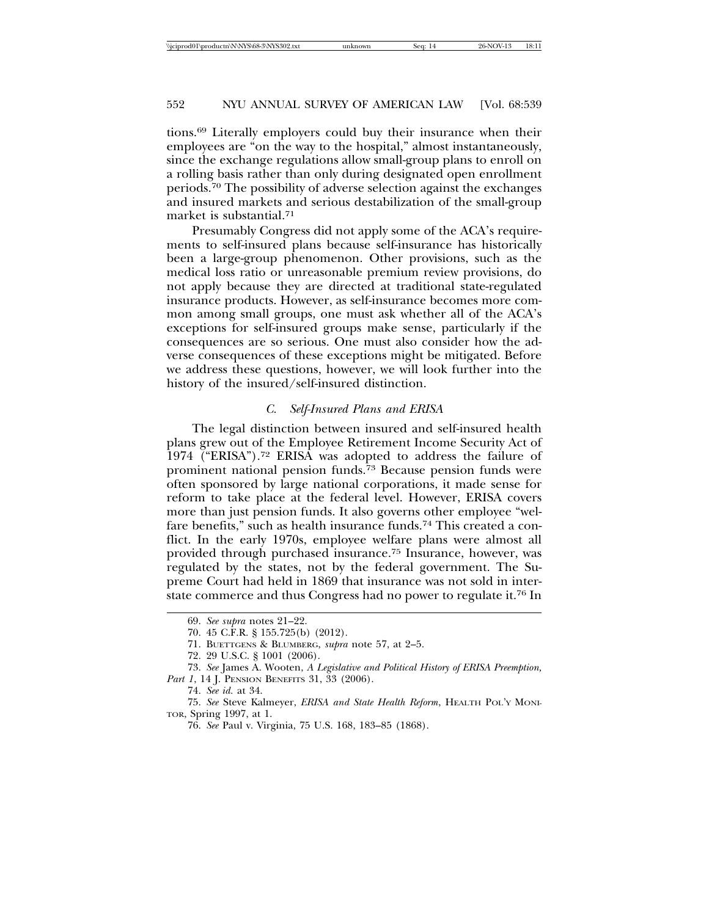tions.[69] Literally employers could buy their insurance when their employees are "on the way to the hospital," almost instantaneously, since the exchange regulations allow small-group plans to enroll on a rolling basis rather than only during designated open enrollment periods.[70] The possibility of adverse selection against the exchanges and insured markets and serious destabilization of the small-group market is substantial.[71]

Presumably Congress did not apply some of the ACA's requirements to self-insured plans because self-insurance has historically been a large-group phenomenon. Other provisions, such as the medical loss ratio or unreasonable premium review provisions, do not apply because they are directed at traditional state-regulated insurance products. However, as self-insurance becomes more common among small groups, one must ask whether all of the ACA's exceptions for self-insured groups make sense, particularly if the consequences are so serious. One must also consider how the adverse consequences of these exceptions might be mitigated. Before we address these questions, however, we will look further into the history of the insured/self-insured distinction.

### *C. Self-Insured Plans and ERISA*

The legal distinction between insured and self-insured health plans grew out of the Employee Retirement Income Security Act of 1974 ("ERISA").[72] ERISA was adopted to address the failure of prominent national pension funds.[73] Because pension funds were often sponsored by large national corporations, it made sense for reform to take place at the federal level. However, ERISA covers more than just pension funds. It also governs other employee "welfare benefits," such as health insurance funds.[74] This created a conflict. In the early 1970s, employee welfare plans were almost all provided through purchased insurance.[75] Insurance, however, was regulated by the states, not by the federal government. The Supreme Court had held in 1869 that insurance was not sold in interstate commerce and thus Congress had no power to regulate it.[76] In

---

69. *See supra* notes 21–22.

70. 45 C.F.R. § 155.725(b) (2012).

71. BUETTGENS & BLUMBERG, *supra* note 57, at 2–5.

72. 29 U.S.C. § 1001 (2006).

73. *See* James A. Wooten, *A Legislative and Political History of ERISA Preemption, Part 1*, 14 J. PENSION BENEFITS 31, 33 (2006).

74. *See id.* at 34.

75. *See* Steve Kalmeyer, *ERISA and State Health Reform*, HEALTH POL'Y MONITOR, Spring 1997, at 1.

76. *See* Paul v. Virginia, 75 U.S. 168, 183–85 (1868).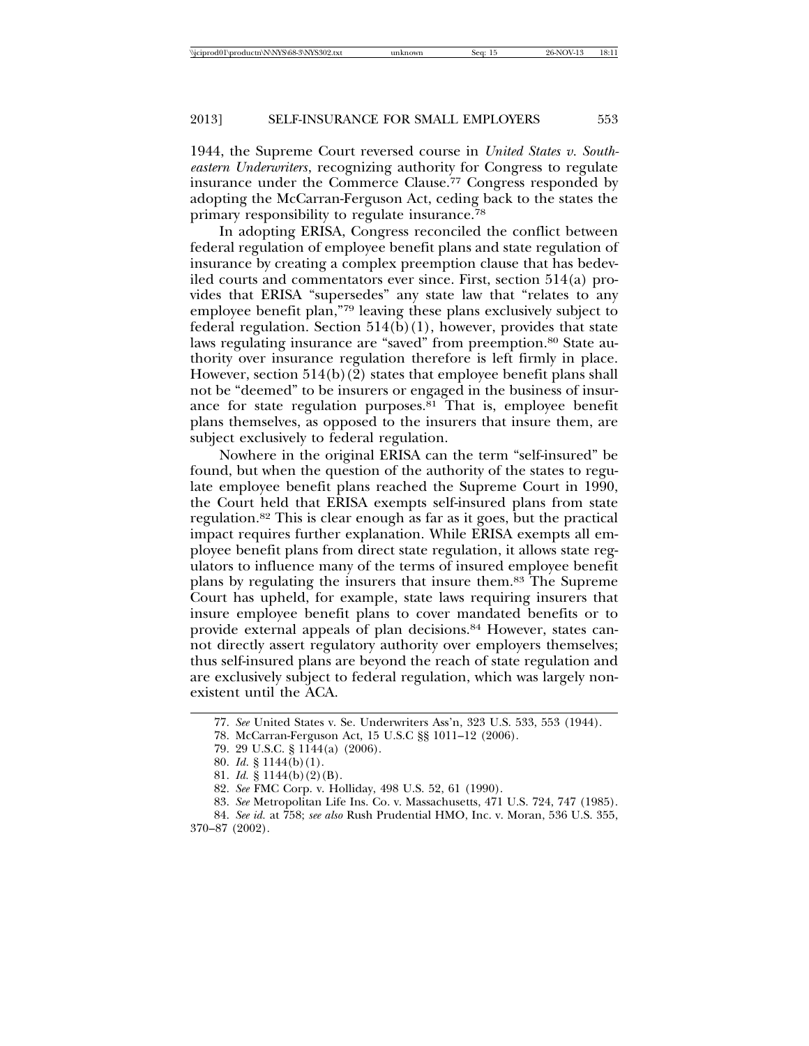1944, the Supreme Court reversed course in *United States v. Southeastern Underwriters*, recognizing authority for Congress to regulate insurance under the Commerce Clause.[77] Congress responded by adopting the McCarran-Ferguson Act, ceding back to the states the primary responsibility to regulate insurance.[78]

In adopting ERISA, Congress reconciled the conflict between federal regulation of employee benefit plans and state regulation of insurance by creating a complex preemption clause that has bedeviled courts and commentators ever since. First, section 514(a) provides that ERISA "supersedes" any state law that "relates to any employee benefit plan,"[79] leaving these plans exclusively subject to federal regulation. Section 514(b)(1), however, provides that state laws regulating insurance are "saved" from preemption.[80] State authority over insurance regulation therefore is left firmly in place. However, section 514(b)(2) states that employee benefit plans shall not be "deemed" to be insurers or engaged in the business of insurance for state regulation purposes.[81] That is, employee benefit plans themselves, as opposed to the insurers that insure them, are subject exclusively to federal regulation.

Nowhere in the original ERISA can the term "self-insured" be found, but when the question of the authority of the states to regulate employee benefit plans reached the Supreme Court in 1990, the Court held that ERISA exempts self-insured plans from state regulation.[82] This is clear enough as far as it goes, but the practical impact requires further explanation. While ERISA exempts all employee benefit plans from direct state regulation, it allows state regulators to influence many of the terms of insured employee benefit plans by regulating the insurers that insure them.[83] The Supreme Court has upheld, for example, state laws requiring insurers that insure employee benefit plans to cover mandated benefits or to provide external appeals of plan decisions.[84] However, states cannot directly assert regulatory authority over employers themselves; thus self-insured plans are beyond the reach of state regulation and are exclusively subject to federal regulation, which was largely nonexistent until the ACA.

77. *See* United States v. Se. Underwriters Ass'n, 323 U.S. 533, 553 (1944).

78. McCarran-Ferguson Act, 15 U.S.C §§ 1011–12 (2006).

79. 29 U.S.C. § 1144(a) (2006).

80. *Id.* § 1144(b)(1).

81. *Id.* § 1144(b)(2)(B).

82. *See* FMC Corp. v. Holliday, 498 U.S. 52, 61 (1990).

83. *See* Metropolitan Life Ins. Co. v. Massachusetts, 471 U.S. 724, 747 (1985).

84. *See id.* at 758; *see also* Rush Prudential HMO, Inc. v. Moran, 536 U.S. 355, 370–87 (2002).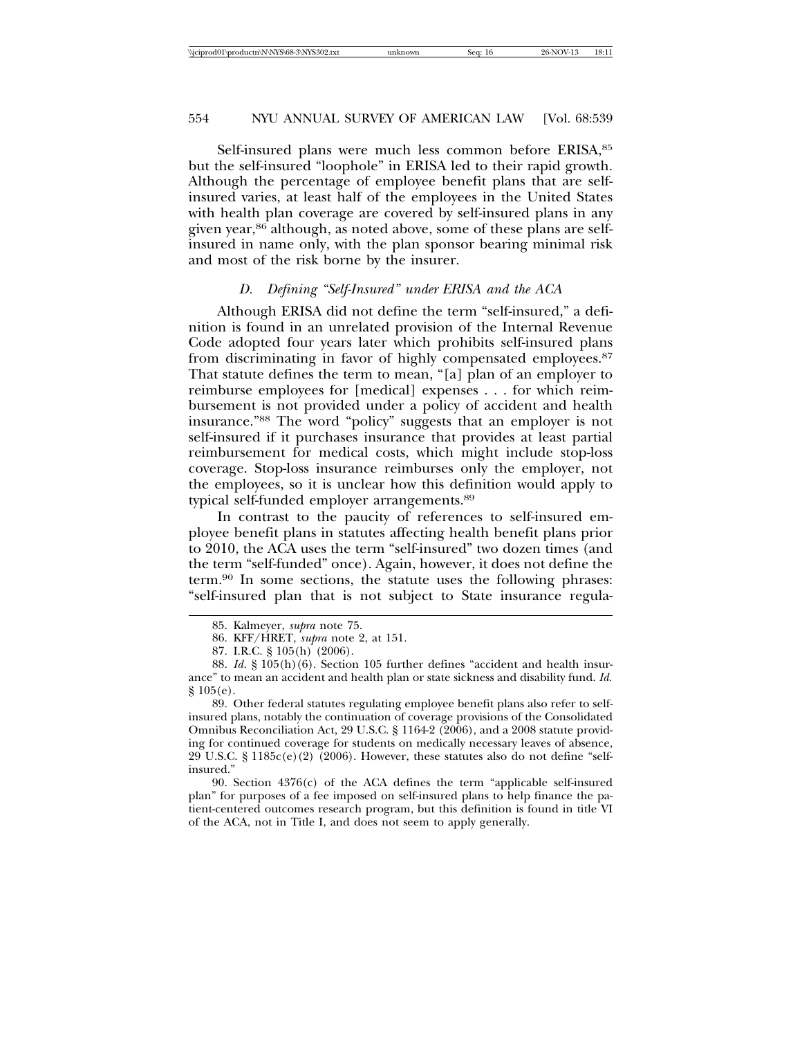Self-insured plans were much less common before ERISA,[85] but the self-insured "loophole" in ERISA led to their rapid growth. Although the percentage of employee benefit plans that are self-insured varies, at least half of the employees in the United States with health plan coverage are covered by self-insured plans in any given year,[86] although, as noted above, some of these plans are self-insured in name only, with the plan sponsor bearing minimal risk and most of the risk borne by the insurer.

### *D. Defining "Self-Insured" under ERISA and the ACA*

Although ERISA did not define the term "self-insured," a definition is found in an unrelated provision of the Internal Revenue Code adopted four years later which prohibits self-insured plans from discriminating in favor of highly compensated employees.[87] That statute defines the term to mean, "[a] plan of an employer to reimburse employees for [medical] expenses . . . for which reimbursement is not provided under a policy of accident and health insurance."[88] The word "policy" suggests that an employer is not self-insured if it purchases insurance that provides at least partial reimbursement for medical costs, which might include stop-loss coverage. Stop-loss insurance reimburses only the employer, not the employees, so it is unclear how this definition would apply to typical self-funded employer arrangements.[89]

In contrast to the paucity of references to self-insured employee benefit plans in statutes affecting health benefit plans prior to 2010, the ACA uses the term "self-insured" two dozen times (and the term "self-funded" once). Again, however, it does not define the term.[90] In some sections, the statute uses the following phrases: "self-insured plan that is not subject to State insurance regula-

85. Kalmeyer, *supra* note 75.

86. KFF/HRET, *supra* note 2, at 151.

87. I.R.C. § 105(h) (2006).

88. *Id.* § 105(h)(6). Section 105 further defines "accident and health insurance" to mean an accident and health plan or state sickness and disability fund. *Id.* § 105(e).

89. Other federal statutes regulating employee benefit plans also refer to self-insured plans, notably the continuation of coverage provisions of the Consolidated Omnibus Reconciliation Act, 29 U.S.C. § 1164-2 (2006), and a 2008 statute providing for continued coverage for students on medically necessary leaves of absence, 29 U.S.C. § 1185c(e)(2) (2006). However, these statutes also do not define "self-insured."

90. Section 4376(c) of the ACA defines the term "applicable self-insured plan" for purposes of a fee imposed on self-insured plans to help finance the patient-centered outcomes research program, but this definition is found in title VI of the ACA, not in Title I, and does not seem to apply generally.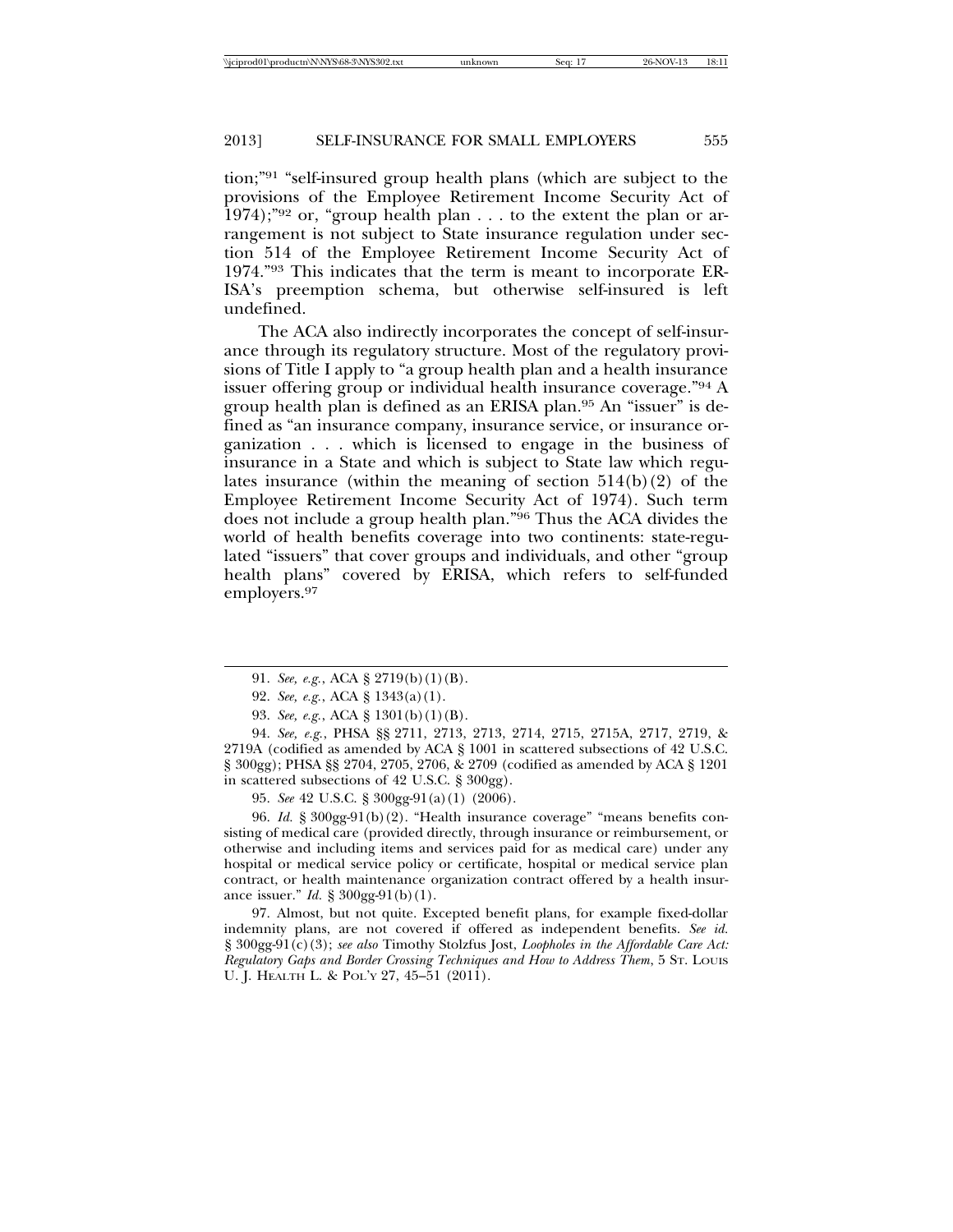tion;"[91] "self-insured group health plans (which are subject to the provisions of the Employee Retirement Income Security Act of 1974);"[92] or, "group health plan . . . to the extent the plan or arrangement is not subject to State insurance regulation under section 514 of the Employee Retirement Income Security Act of 1974."[93] This indicates that the term is meant to incorporate ERISA's preemption schema, but otherwise self-insured is left undefined.

The ACA also indirectly incorporates the concept of self-insurance through its regulatory structure. Most of the regulatory provisions of Title I apply to "a group health plan and a health insurance issuer offering group or individual health insurance coverage."[94] A group health plan is defined as an ERISA plan.[95] An "issuer" is defined as "an insurance company, insurance service, or insurance organization . . . which is licensed to engage in the business of insurance in a State and which is subject to State law which regulates insurance (within the meaning of section 514(b)(2) of the Employee Retirement Income Security Act of 1974). Such term does not include a group health plan."[96] Thus the ACA divides the world of health benefits coverage into two continents: state-regulated "issuers" that cover groups and individuals, and other "group health plans" covered by ERISA, which refers to self-funded employers.[97]

---

91. *See, e.g.*, ACA § 2719(b)(1)(B).

92. *See, e.g.*, ACA § 1343(a)(1).

93. *See, e.g.*, ACA § 1301(b)(1)(B).

94. *See, e.g.*, PHSA §§ 2711, 2713, 2713, 2714, 2715, 2715A, 2717, 2719, & 2719A (codified as amended by ACA § 1001 in scattered subsections of 42 U.S.C. § 300gg); PHSA §§ 2704, 2705, 2706, & 2709 (codified as amended by ACA § 1201 in scattered subsections of 42 U.S.C. § 300gg).

95. *See* 42 U.S.C. § 300gg-91(a)(1) (2006).

96. *Id.* § 300gg-91(b)(2). "Health insurance coverage" "means benefits consisting of medical care (provided directly, through insurance or reimbursement, or otherwise and including items and services paid for as medical care) under any hospital or medical service policy or certificate, hospital or medical service plan contract, or health maintenance organization contract offered by a health insurance issuer." *Id.* § 300gg-91(b)(1).

97. Almost, but not quite. Excepted benefit plans, for example fixed-dollar indemnity plans, are not covered if offered as independent benefits. *See id.* § 300gg-91(c)(3); *see also* Timothy Stolzfus Jost, *Loopholes in the Affordable Care Act: Regulatory Gaps and Border Crossing Techniques and How to Address Them*, 5 ST. LOUIS U. J. HEALTH L. & POL'Y 27, 45–51 (2011).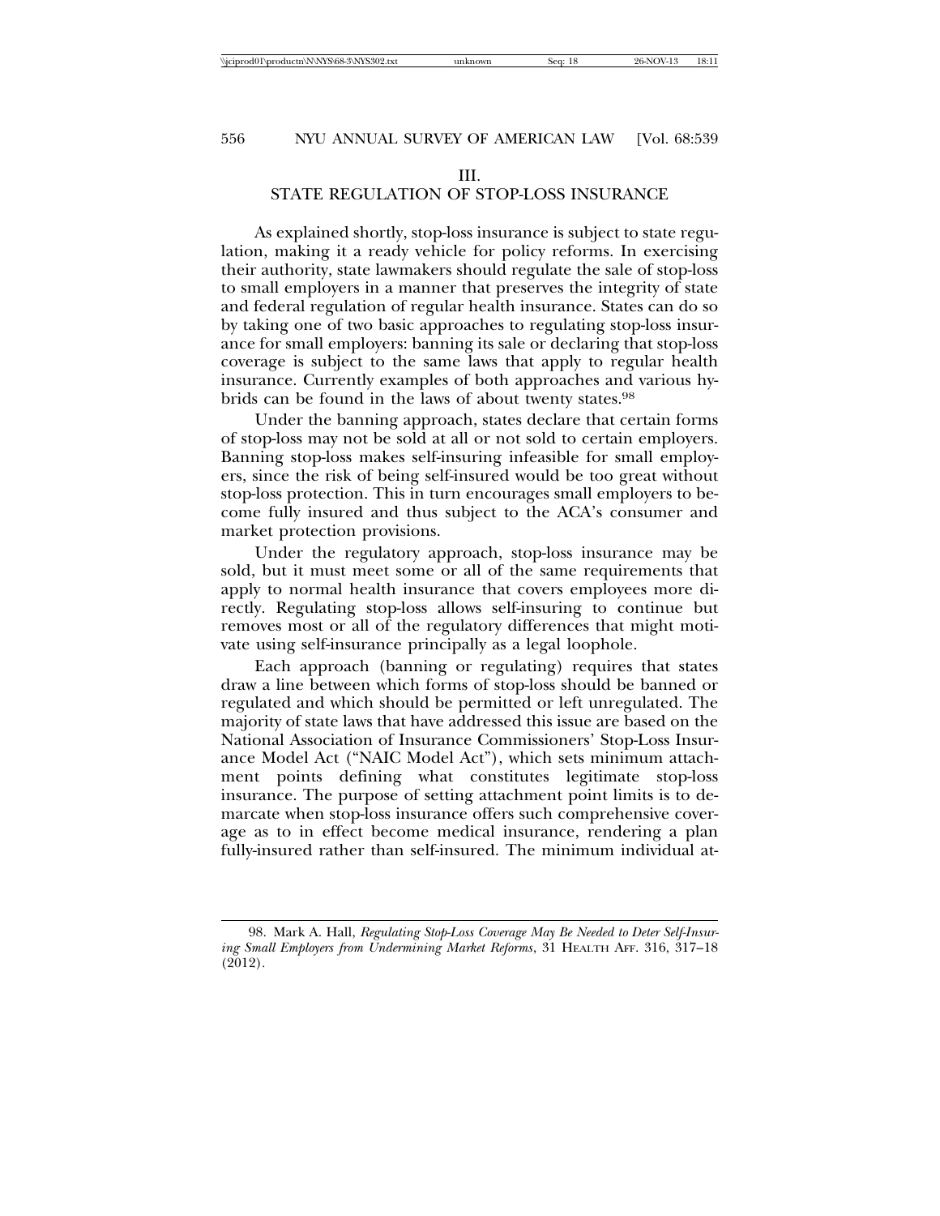## III.
## STATE REGULATION OF STOP-LOSS INSURANCE

As explained shortly, stop-loss insurance is subject to state regulation, making it a ready vehicle for policy reforms. In exercising their authority, state lawmakers should regulate the sale of stop-loss to small employers in a manner that preserves the integrity of state and federal regulation of regular health insurance. States can do so by taking one of two basic approaches to regulating stop-loss insurance for small employers: banning its sale or declaring that stop-loss coverage is subject to the same laws that apply to regular health insurance. Currently examples of both approaches and various hybrids can be found in the laws of about twenty states.[98]

Under the banning approach, states declare that certain forms of stop-loss may not be sold at all or not sold to certain employers. Banning stop-loss makes self-insuring infeasible for small employers, since the risk of being self-insured would be too great without stop-loss protection. This in turn encourages small employers to become fully insured and thus subject to the ACA's consumer and market protection provisions.

Under the regulatory approach, stop-loss insurance may be sold, but it must meet some or all of the same requirements that apply to normal health insurance that covers employees more directly. Regulating stop-loss allows self-insuring to continue but removes most or all of the regulatory differences that might motivate using self-insurance principally as a legal loophole.

Each approach (banning or regulating) requires that states draw a line between which forms of stop-loss should be banned or regulated and which should be permitted or left unregulated. The majority of state laws that have addressed this issue are based on the National Association of Insurance Commissioners' Stop-Loss Insurance Model Act ("NAIC Model Act"), which sets minimum attachment points defining what constitutes legitimate stop-loss insurance. The purpose of setting attachment point limits is to demarcate when stop-loss insurance offers such comprehensive coverage as to in effect become medical insurance, rendering a plan fully-insured rather than self-insured. The minimum individual at-

98. Mark A. Hall, *Regulating Stop-Loss Coverage May Be Needed to Deter Self-Insuring Small Employers from Undermining Market Reforms*, 31 HEALTH AFF. 316, 317–18 (2012).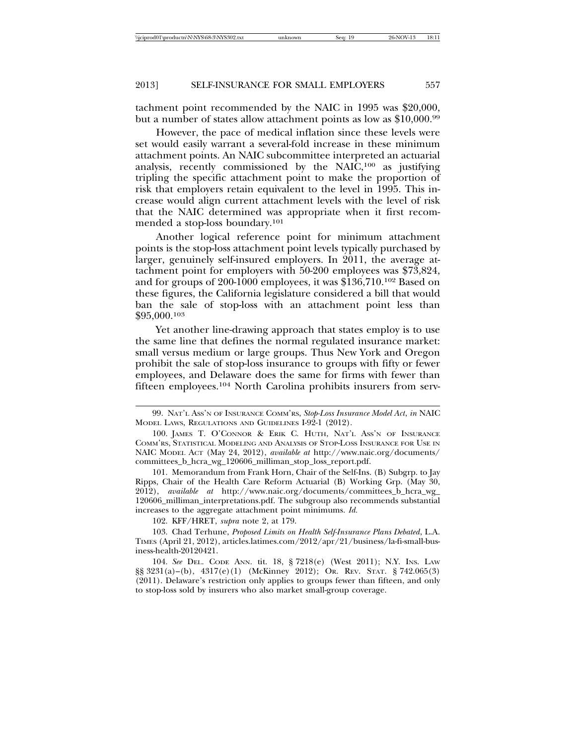tachment point recommended by the NAIC in 1995 was $20,000, but a number of states allow attachment points as low as $10,000.[99]

However, the pace of medical inflation since these levels were set would easily warrant a several-fold increase in these minimum attachment points. An NAIC subcommittee interpreted an actuarial analysis, recently commissioned by the NAIC,[100] as justifying tripling the specific attachment point to make the proportion of risk that employers retain equivalent to the level in 1995. This increase would align current attachment levels with the level of risk that the NAIC determined was appropriate when it first recommended a stop-loss boundary.[101]

Another logical reference point for minimum attachment points is the stop-loss attachment point levels typically purchased by larger, genuinely self-insured employers. In 2011, the average attachment point for employers with 50-200 employees was $73,824, and for groups of 200-1000 employees, it was $136,710.[102] Based on these figures, the California legislature considered a bill that would ban the sale of stop-loss with an attachment point less than $95,000.[103]

Yet another line-drawing approach that states employ is to use the same line that defines the normal regulated insurance market: small versus medium or large groups. Thus New York and Oregon prohibit the sale of stop-loss insurance to groups with fifty or fewer employees, and Delaware does the same for firms with fewer than fifteen employees.[104] North Carolina prohibits insurers from serv-

---

99. NAT'L ASS'N OF INSURANCE COMM'RS, *Stop-Loss Insurance Model Act*, *in* NAIC MODEL LAWS, REGULATIONS AND GUIDELINES I-92-1 (2012).

100. JAMES T. O'CONNOR & ERIK C. HUTH, NAT'L ASS'N OF INSURANCE COMM'RS, STATISTICAL MODELING AND ANALYSIS OF STOP-LOSS INSURANCE FOR USE IN NAIC MODEL ACT (May 24, 2012), *available at* http://www.naic.org/documents/committees_b_hcra_wg_120606_milliman_stop_loss_report.pdf.

101. Memorandum from Frank Horn, Chair of the Self-Ins. (B) Subgrp. to Jay Ripps, Chair of the Health Care Reform Actuarial (B) Working Grp. (May 30, 2012), *available at* http://www.naic.org/documents/committees_b_hcra_wg_120606_milliman_interpretations.pdf. The subgroup also recommends substantial increases to the aggregate attachment point minimums. *Id.*

102. KFF/HRET, *supra* note 2, at 179.

103. Chad Terhune, *Proposed Limits on Health Self-Insurance Plans Debated*, L.A. TIMES (April 21, 2012), articles.latimes.com/2012/apr/21/business/la-fi-small-business-health-20120421.

104. *See* DEL. CODE ANN. tit. 18, § 7218(e) (West 2011); N.Y. INS. LAW §§ 3231(a)–(b), 4317(e)(1) (McKinney 2012); OR. REV. STAT. § 742.065(3) (2011). Delaware's restriction only applies to groups fewer than fifteen, and only to stop-loss sold by insurers who also market small-group coverage.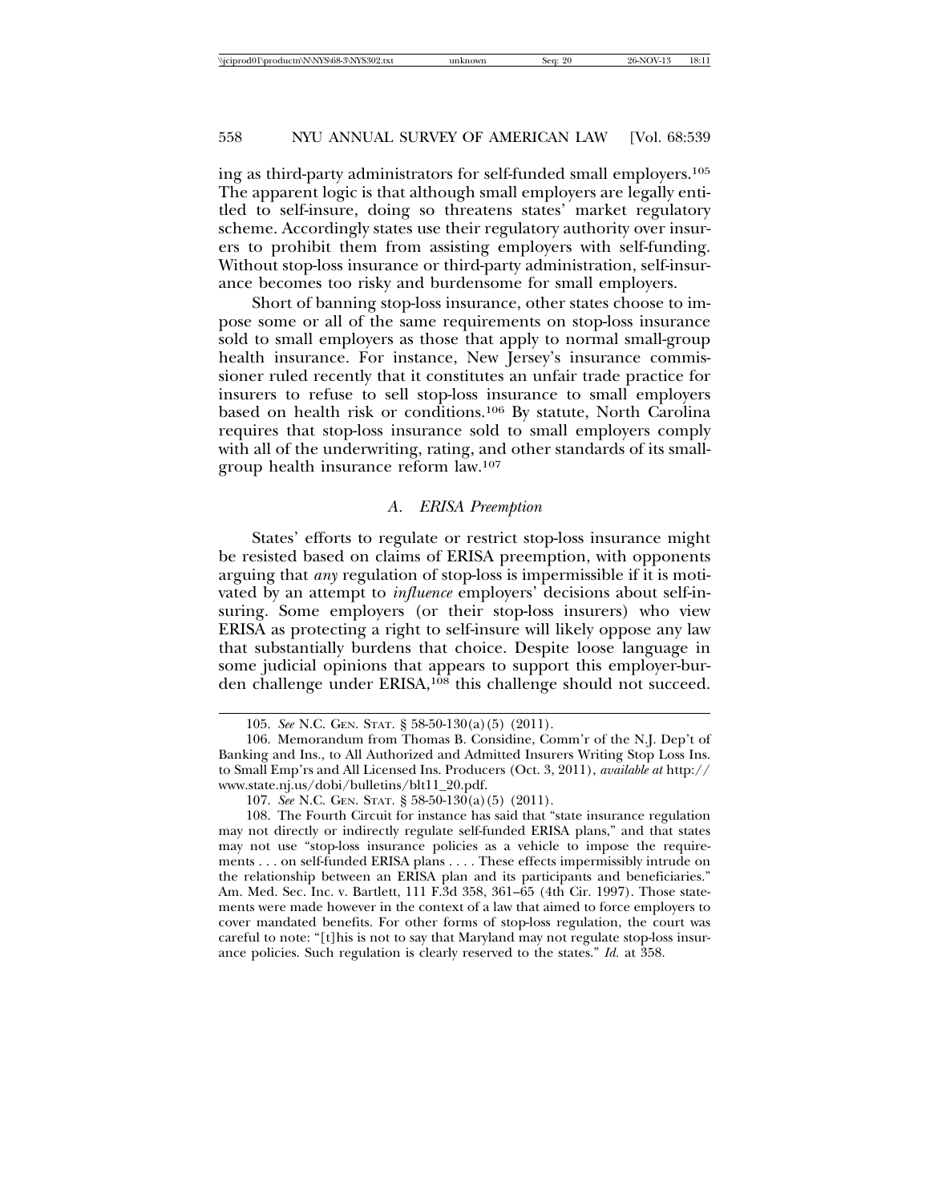ing as third-party administrators for self-funded small employers.[105] The apparent logic is that although small employers are legally entitled to self-insure, doing so threatens states' market regulatory scheme. Accordingly states use their regulatory authority over insurers to prohibit them from assisting employers with self-funding. Without stop-loss insurance or third-party administration, self-insurance becomes too risky and burdensome for small employers.

Short of banning stop-loss insurance, other states choose to impose some or all of the same requirements on stop-loss insurance sold to small employers as those that apply to normal small-group health insurance. For instance, New Jersey's insurance commissioner ruled recently that it constitutes an unfair trade practice for insurers to refuse to sell stop-loss insurance to small employers based on health risk or conditions.[106] By statute, North Carolina requires that stop-loss insurance sold to small employers comply with all of the underwriting, rating, and other standards of its small-group health insurance reform law.[107]

### *A. ERISA Preemption*

States' efforts to regulate or restrict stop-loss insurance might be resisted based on claims of ERISA preemption, with opponents arguing that *any* regulation of stop-loss is impermissible if it is motivated by an attempt to *influence* employers' decisions about self-insuring. Some employers (or their stop-loss insurers) who view ERISA as protecting a right to self-insure will likely oppose any law that substantially burdens that choice. Despite loose language in some judicial opinions that appears to support this employer-burden challenge under ERISA,[108] this challenge should not succeed.

---

105. *See* N.C. GEN. STAT. § 58-50-130(a)(5) (2011).

106. Memorandum from Thomas B. Considine, Comm'r of the N.J. Dep't of Banking and Ins., to All Authorized and Admitted Insurers Writing Stop Loss Ins. to Small Emp'rs and All Licensed Ins. Producers (Oct. 3, 2011), *available at* http://www.state.nj.us/dobi/bulletins/blt11_20.pdf.

107. *See* N.C. GEN. STAT. § 58-50-130(a)(5) (2011).

108. The Fourth Circuit for instance has said that "state insurance regulation may not directly or indirectly regulate self-funded ERISA plans," and that states may not use "stop-loss insurance policies as a vehicle to impose the requirements . . . on self-funded ERISA plans . . . . These effects impermissibly intrude on the relationship between an ERISA plan and its participants and beneficiaries." Am. Med. Sec. Inc. v. Bartlett, 111 F.3d 358, 361–65 (4th Cir. 1997). Those statements were made however in the context of a law that aimed to force employers to cover mandated benefits. For other forms of stop-loss regulation, the court was careful to note: "[t]his is not to say that Maryland may not regulate stop-loss insurance policies. Such regulation is clearly reserved to the states." *Id.* at 358.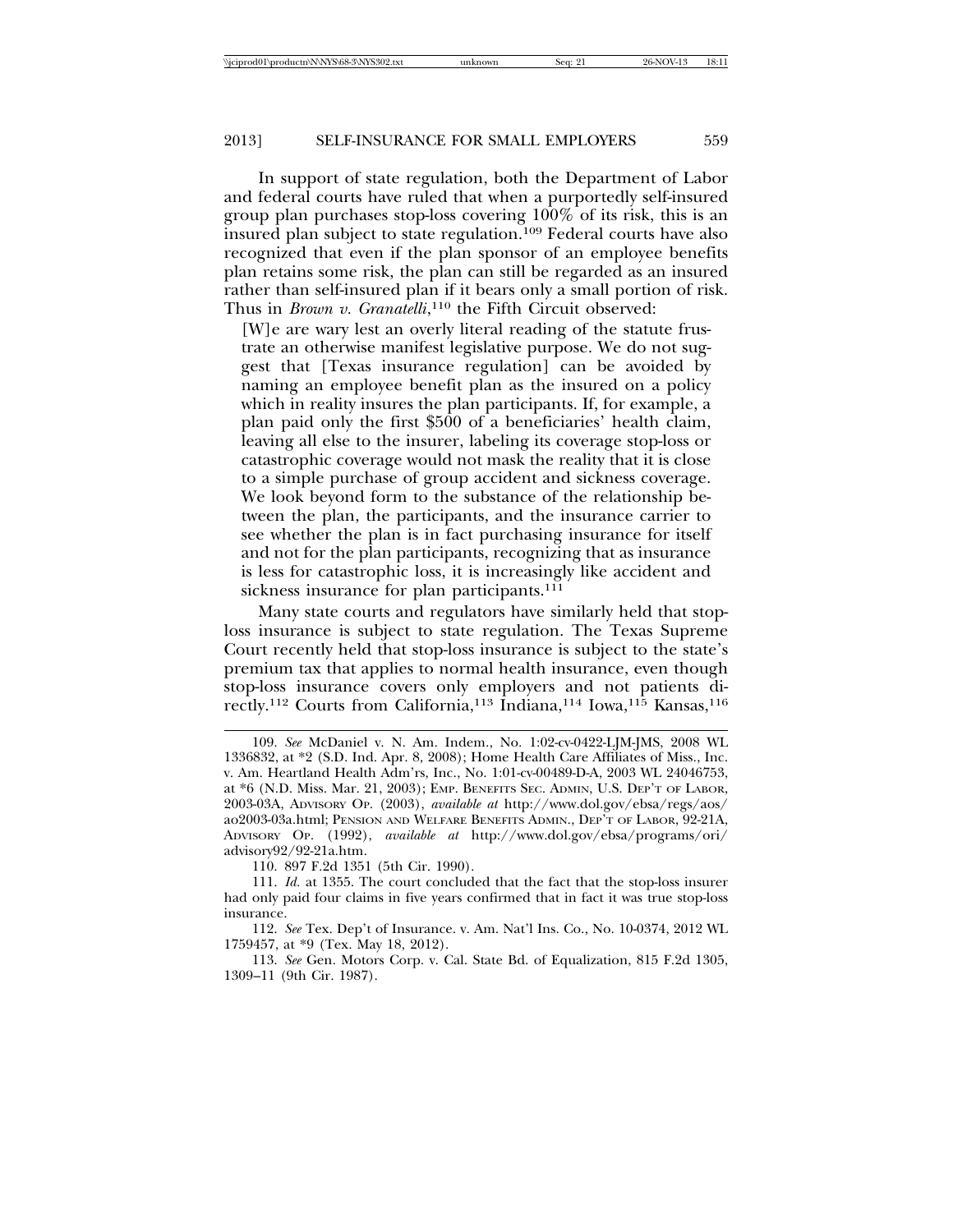In support of state regulation, both the Department of Labor and federal courts have ruled that when a purportedly self-insured group plan purchases stop-loss covering 100% of its risk, this is an insured plan subject to state regulation.[109] Federal courts have also recognized that even if the plan sponsor of an employee benefits plan retains some risk, the plan can still be regarded as an insured rather than self-insured plan if it bears only a small portion of risk. Thus in *Brown v. Granatelli*,[110] the Fifth Circuit observed:

> [W]e are wary lest an overly literal reading of the statute frustrate an otherwise manifest legislative purpose. We do not suggest that [Texas insurance regulation] can be avoided by naming an employee benefit plan as the insured on a policy which in reality insures the plan participants. If, for example, a plan paid only the first $500 of a beneficiaries' health claim, leaving all else to the insurer, labeling its coverage stop-loss or catastrophic coverage would not mask the reality that it is close to a simple purchase of group accident and sickness coverage. We look beyond form to the substance of the relationship between the plan, the participants, and the insurance carrier to see whether the plan is in fact purchasing insurance for itself and not for the plan participants, recognizing that as insurance is less for catastrophic loss, it is increasingly like accident and sickness insurance for plan participants.[111]

Many state courts and regulators have similarly held that stop-loss insurance is subject to state regulation. The Texas Supreme Court recently held that stop-loss insurance is subject to the state's premium tax that applies to normal health insurance, even though stop-loss insurance covers only employers and not patients directly.[112] Courts from California,[113] Indiana,[114] Iowa,[115] Kansas,[116]

---

109. *See* McDaniel v. N. Am. Indem., No. 1:02-cv-0422-LJM-JMS, 2008 WL 1336832, at *2 (S.D. Ind. Apr. 8, 2008); Home Health Care Affiliates of Miss., Inc. v. Am. Heartland Health Adm'rs, Inc., No. 1:01-cv-00489-D-A, 2003 WL 24046753, at *6 (N.D. Miss. Mar. 21, 2003); EMP. BENEFITS SEC. ADMIN, U.S. DEP'T OF LABOR, 2003-03A, ADVISORY OP. (2003), *available at* http://www.dol.gov/ebsa/regs/aos/ao2003-03a.html; PENSION AND WELFARE BENEFITS ADMIN., DEP'T OF LABOR, 92-21A, ADVISORY OP. (1992), *available at* http://www.dol.gov/ebsa/programs/ori/advisory92/92-21a.htm.

110. 897 F.2d 1351 (5th Cir. 1990).

111. *Id.* at 1355. The court concluded that the fact that the stop-loss insurer had only paid four claims in five years confirmed that in fact it was true stop-loss insurance.

112. *See* Tex. Dep't of Insurance. v. Am. Nat'l Ins. Co., No. 10-0374, 2012 WL 1759457, at *9 (Tex. May 18, 2012).

113. *See* Gen. Motors Corp. v. Cal. State Bd. of Equalization, 815 F.2d 1305, 1309–11 (9th Cir. 1987).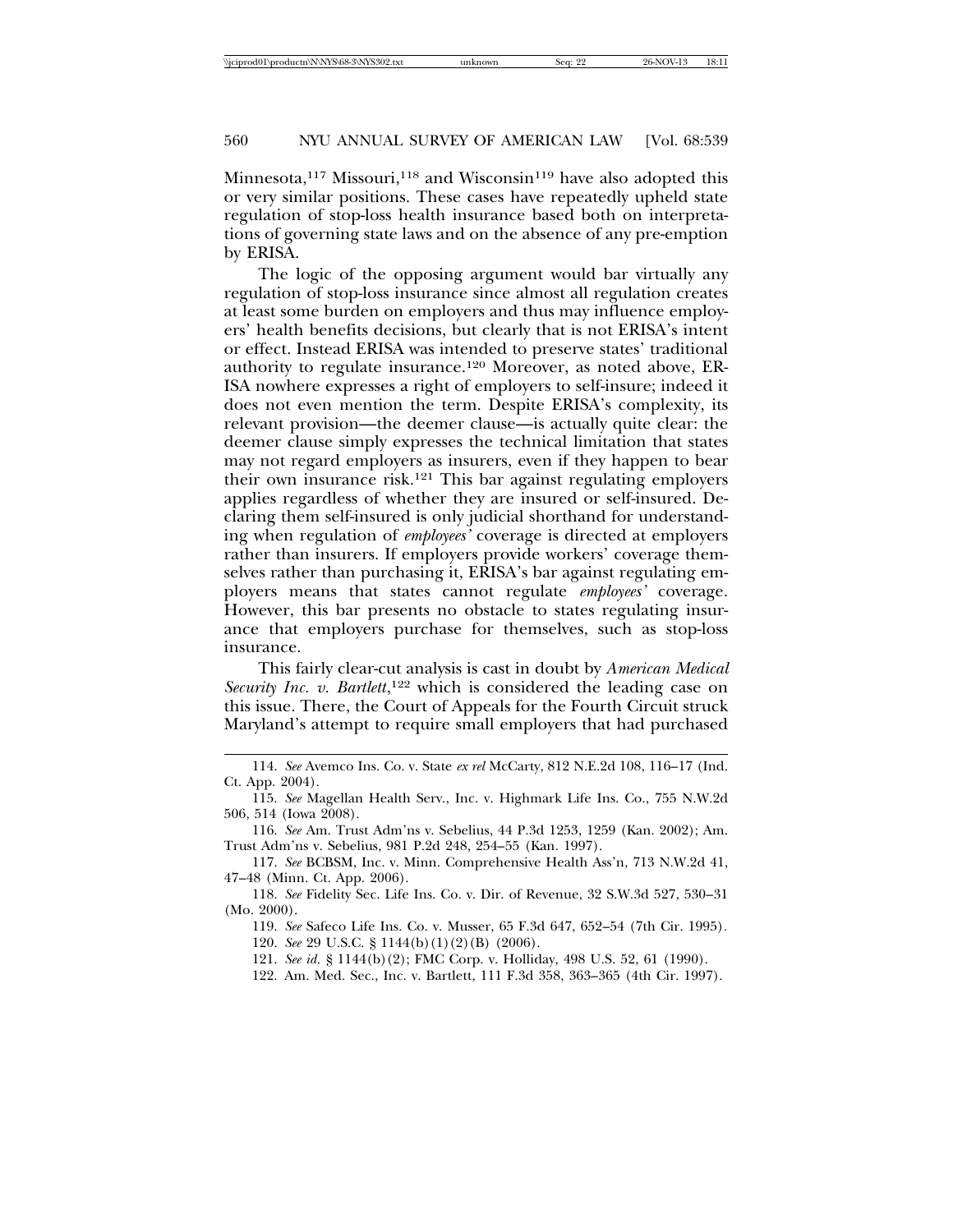Minnesota,[117] Missouri,[118] and Wisconsin[119] have also adopted this or very similar positions. These cases have repeatedly upheld state regulation of stop-loss health insurance based both on interpretations of governing state laws and on the absence of any pre-emption by ERISA.

The logic of the opposing argument would bar virtually any regulation of stop-loss insurance since almost all regulation creates at least some burden on employers and thus may influence employers' health benefits decisions, but clearly that is not ERISA's intent or effect. Instead ERISA was intended to preserve states' traditional authority to regulate insurance.[120] Moreover, as noted above, ERISA nowhere expresses a right of employers to self-insure; indeed it does not even mention the term. Despite ERISA's complexity, its relevant provision—the deemer clause—is actually quite clear: the deemer clause simply expresses the technical limitation that states may not regard employers as insurers, even if they happen to bear their own insurance risk.[121] This bar against regulating employers applies regardless of whether they are insured or self-insured. Declaring them self-insured is only judicial shorthand for understanding when regulation of *employees'* coverage is directed at employers rather than insurers. If employers provide workers' coverage themselves rather than purchasing it, ERISA's bar against regulating employers means that states cannot regulate *employees'* coverage. However, this bar presents no obstacle to states regulating insurance that employers purchase for themselves, such as stop-loss insurance.

This fairly clear-cut analysis is cast in doubt by *American Medical Security Inc. v. Bartlett*,[122] which is considered the leading case on this issue. There, the Court of Appeals for the Fourth Circuit struck Maryland's attempt to require small employers that had purchased

---

114. *See* Avemco Ins. Co. v. State *ex rel* McCarty, 812 N.E.2d 108, 116–17 (Ind. Ct. App. 2004).

115. *See* Magellan Health Serv., Inc. v. Highmark Life Ins. Co., 755 N.W.2d 506, 514 (Iowa 2008).

116. *See* Am. Trust Adm'ns v. Sebelius, 44 P.3d 1253, 1259 (Kan. 2002); Am. Trust Adm'ns v. Sebelius, 981 P.2d 248, 254–55 (Kan. 1997).

117. *See* BCBSM, Inc. v. Minn. Comprehensive Health Ass'n, 713 N.W.2d 41, 47–48 (Minn. Ct. App. 2006).

118. *See* Fidelity Sec. Life Ins. Co. v. Dir. of Revenue, 32 S.W.3d 527, 530–31 (Mo. 2000).

119. *See* Safeco Life Ins. Co. v. Musser, 65 F.3d 647, 652–54 (7th Cir. 1995).

120. *See* 29 U.S.C. § 1144(b)(1)(2)(B) (2006).

121. *See id.* § 1144(b)(2); FMC Corp. v. Holliday, 498 U.S. 52, 61 (1990).

122. Am. Med. Sec., Inc. v. Bartlett, 111 F.3d 358, 363–365 (4th Cir. 1997).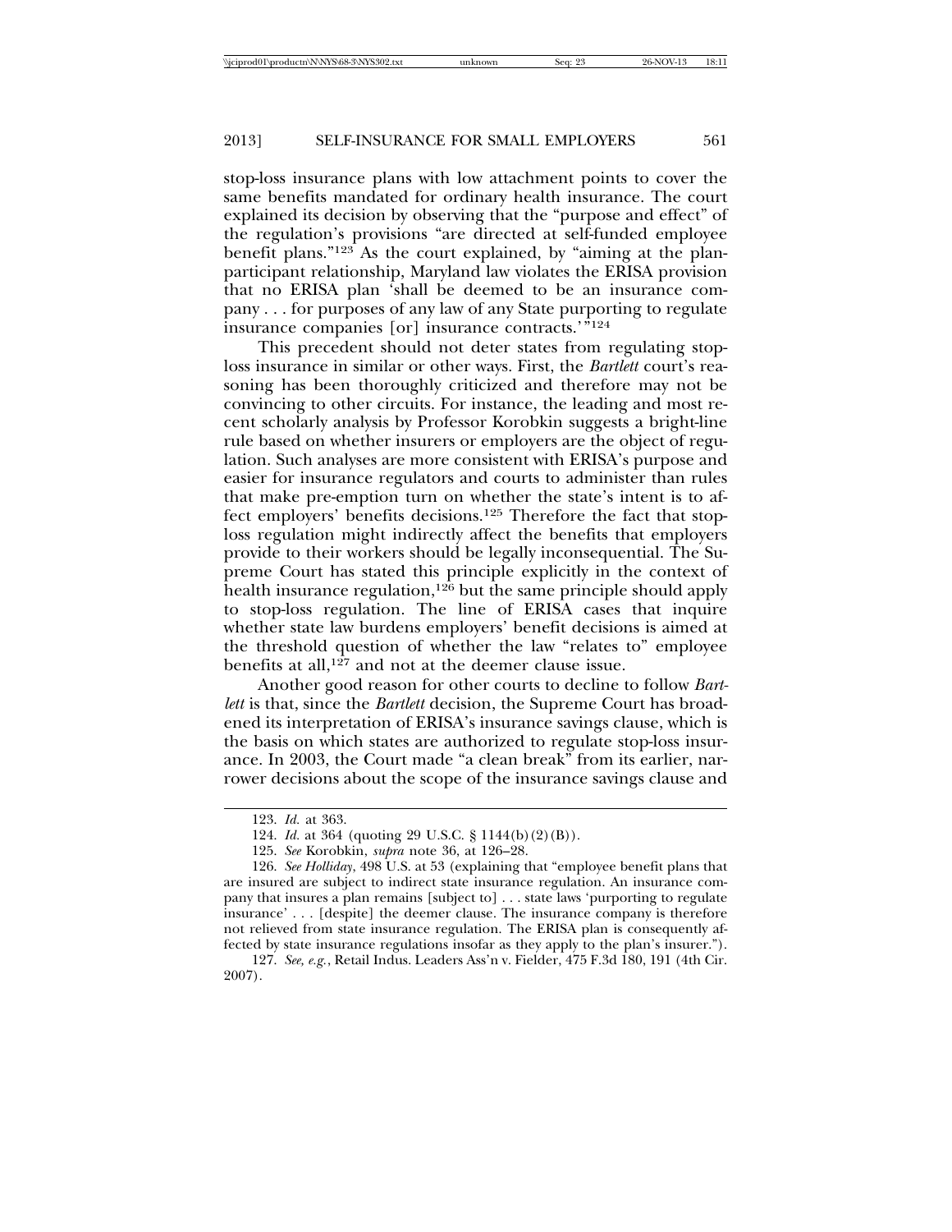stop-loss insurance plans with low attachment points to cover the same benefits mandated for ordinary health insurance. The court explained its decision by observing that the "purpose and effect" of the regulation's provisions "are directed at self-funded employee benefit plans."[123] As the court explained, by "aiming at the plan-participant relationship, Maryland law violates the ERISA provision that no ERISA plan 'shall be deemed to be an insurance company . . . for purposes of any law of any State purporting to regulate insurance companies [or] insurance contracts.'"[124]

This precedent should not deter states from regulating stop-loss insurance in similar or other ways. First, the *Bartlett* court's reasoning has been thoroughly criticized and therefore may not be convincing to other circuits. For instance, the leading and most recent scholarly analysis by Professor Korobkin suggests a bright-line rule based on whether insurers or employers are the object of regulation. Such analyses are more consistent with ERISA's purpose and easier for insurance regulators and courts to administer than rules that make pre-emption turn on whether the state's intent is to affect employers' benefits decisions.[125] Therefore the fact that stop-loss regulation might indirectly affect the benefits that employers provide to their workers should be legally inconsequential. The Supreme Court has stated this principle explicitly in the context of health insurance regulation,[126] but the same principle should apply to stop-loss regulation. The line of ERISA cases that inquire whether state law burdens employers' benefit decisions is aimed at the threshold question of whether the law "relates to" employee benefits at all,[127] and not at the deemer clause issue.

Another good reason for other courts to decline to follow *Bartlett* is that, since the *Bartlett* decision, the Supreme Court has broadened its interpretation of ERISA's insurance savings clause, which is the basis on which states are authorized to regulate stop-loss insurance. In 2003, the Court made "a clean break" from its earlier, narrower decisions about the scope of the insurance savings clause and

---

123. *Id.* at 363.

124. *Id.* at 364 (quoting 29 U.S.C. § 1144(b)(2)(B)).

125. *See* Korobkin, *supra* note 36, at 126–28.

126. *See Holliday*, 498 U.S. at 53 (explaining that "employee benefit plans that are insured are subject to indirect state insurance regulation. An insurance company that insures a plan remains [subject to] . . . state laws 'purporting to regulate insurance' . . . [despite] the deemer clause. The insurance company is therefore not relieved from state insurance regulation. The ERISA plan is consequently affected by state insurance regulations insofar as they apply to the plan's insurer.").

127. *See, e.g.*, Retail Indus. Leaders Ass'n v. Fielder, 475 F.3d 180, 191 (4th Cir. 2007).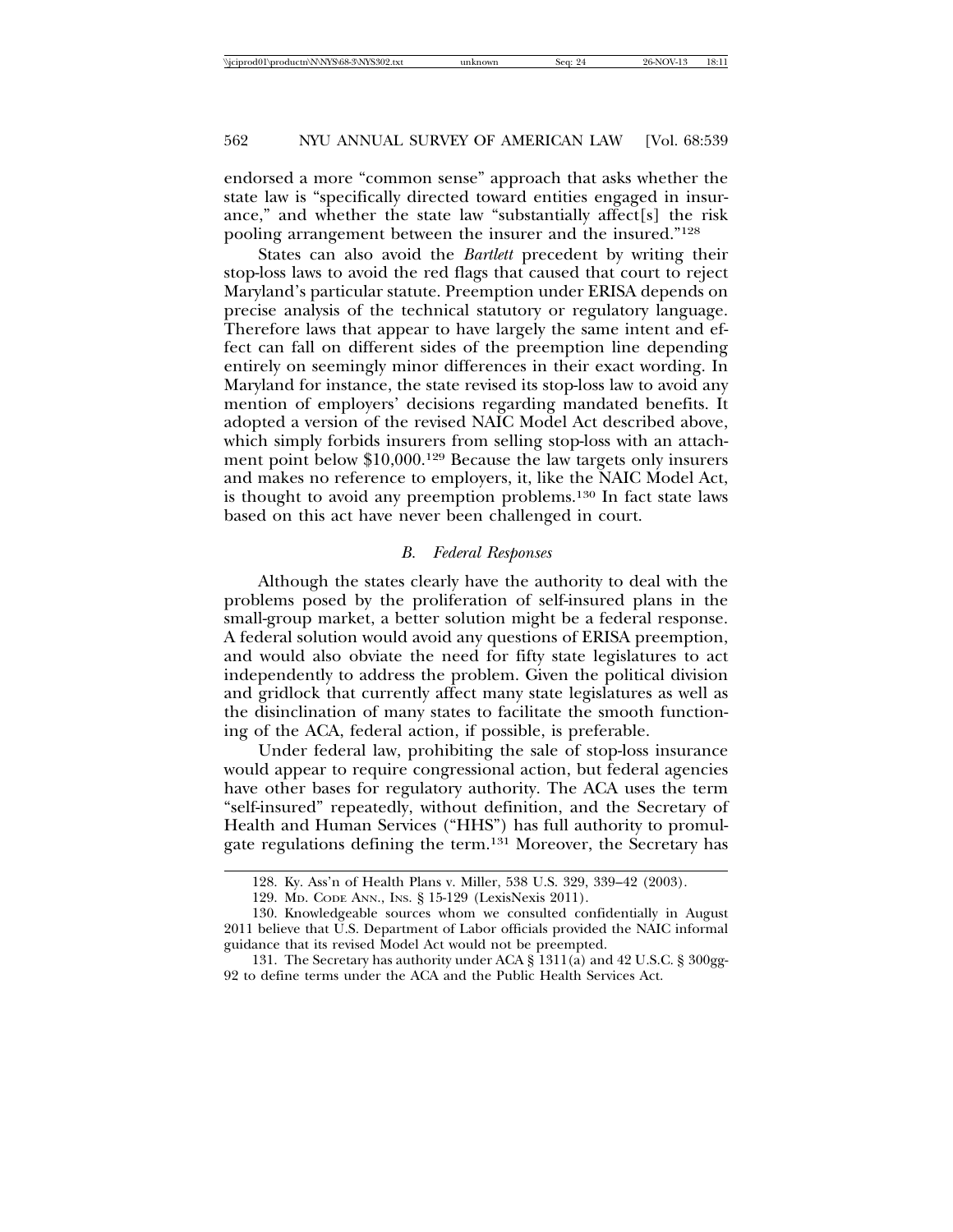endorsed a more "common sense" approach that asks whether the state law is "specifically directed toward entities engaged in insurance," and whether the state law "substantially affect[s] the risk pooling arrangement between the insurer and the insured."[128]

States can also avoid the *Bartlett* precedent by writing their stop-loss laws to avoid the red flags that caused that court to reject Maryland's particular statute. Preemption under ERISA depends on precise analysis of the technical statutory or regulatory language. Therefore laws that appear to have largely the same intent and effect can fall on different sides of the preemption line depending entirely on seemingly minor differences in their exact wording. In Maryland for instance, the state revised its stop-loss law to avoid any mention of employers' decisions regarding mandated benefits. It adopted a version of the revised NAIC Model Act described above, which simply forbids insurers from selling stop-loss with an attachment point below $10,000.[129] Because the law targets only insurers and makes no reference to employers, it, like the NAIC Model Act, is thought to avoid any preemption problems.[130] In fact state laws based on this act have never been challenged in court.

### *B. Federal Responses*

Although the states clearly have the authority to deal with the problems posed by the proliferation of self-insured plans in the small-group market, a better solution might be a federal response. A federal solution would avoid any questions of ERISA preemption, and would also obviate the need for fifty state legislatures to act independently to address the problem. Given the political division and gridlock that currently affect many state legislatures as well as the disinclination of many states to facilitate the smooth functioning of the ACA, federal action, if possible, is preferable.

Under federal law, prohibiting the sale of stop-loss insurance would appear to require congressional action, but federal agencies have other bases for regulatory authority. The ACA uses the term "self-insured" repeatedly, without definition, and the Secretary of Health and Human Services ("HHS") has full authority to promulgate regulations defining the term.[131] Moreover, the Secretary has

---

128. Ky. Ass'n of Health Plans v. Miller, 538 U.S. 329, 339–42 (2003).

129. Md. Code Ann., Ins. § 15-129 (LexisNexis 2011).

130. Knowledgeable sources whom we consulted confidentially in August 2011 believe that U.S. Department of Labor officials provided the NAIC informal guidance that its revised Model Act would not be preempted.

131. The Secretary has authority under ACA § 1311(a) and 42 U.S.C. § 300gg-92 to define terms under the ACA and the Public Health Services Act.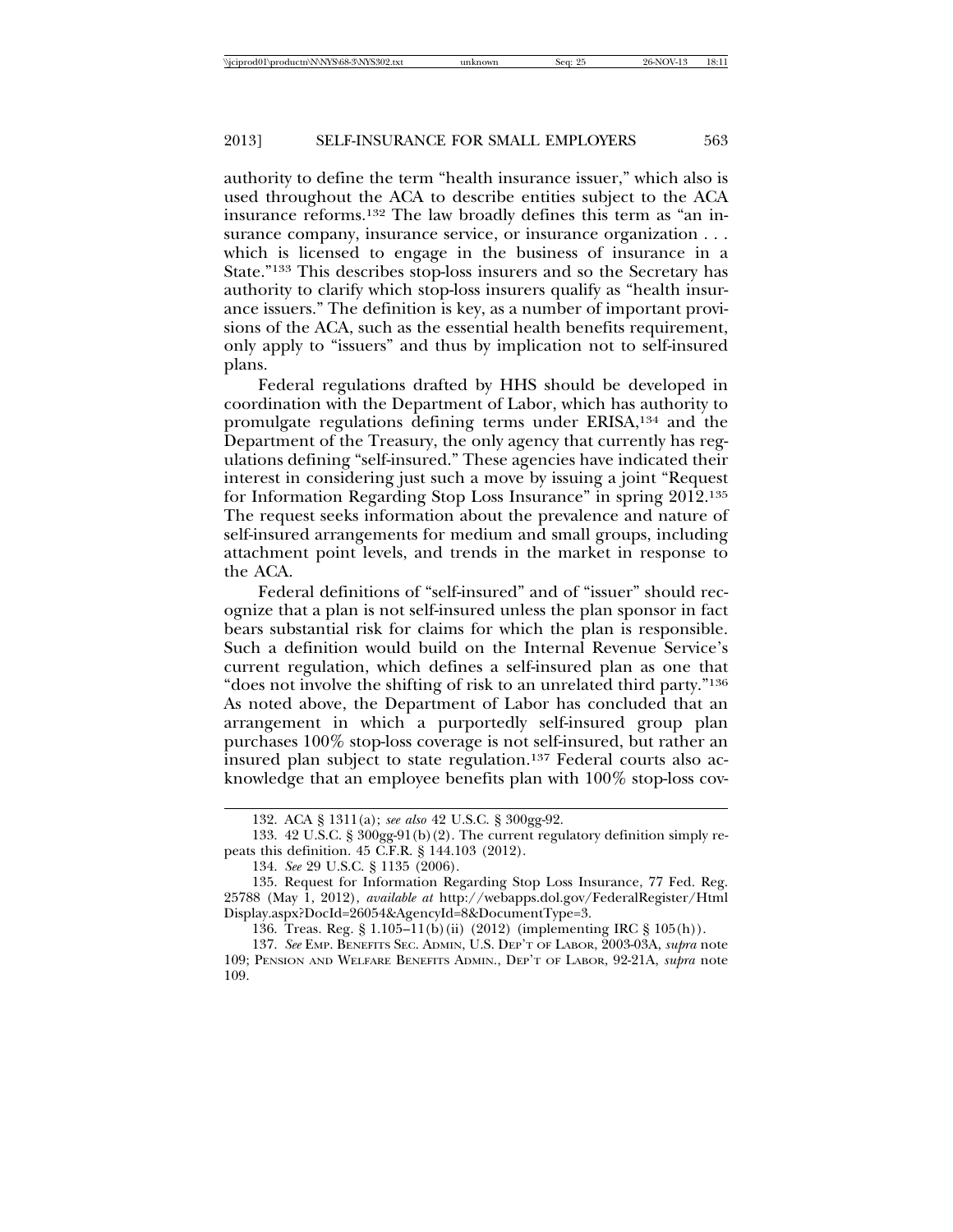authority to define the term "health insurance issuer," which also is used throughout the ACA to describe entities subject to the ACA insurance reforms.[132] The law broadly defines this term as "an insurance company, insurance service, or insurance organization . . . which is licensed to engage in the business of insurance in a State."[133] This describes stop-loss insurers and so the Secretary has authority to clarify which stop-loss insurers qualify as "health insurance issuers." The definition is key, as a number of important provisions of the ACA, such as the essential health benefits requirement, only apply to "issuers" and thus by implication not to self-insured plans.

Federal regulations drafted by HHS should be developed in coordination with the Department of Labor, which has authority to promulgate regulations defining terms under ERISA,[134] and the Department of the Treasury, the only agency that currently has regulations defining "self-insured." These agencies have indicated their interest in considering just such a move by issuing a joint "Request for Information Regarding Stop Loss Insurance" in spring 2012.[135] The request seeks information about the prevalence and nature of self-insured arrangements for medium and small groups, including attachment point levels, and trends in the market in response to the ACA.

Federal definitions of "self-insured" and of "issuer" should recognize that a plan is not self-insured unless the plan sponsor in fact bears substantial risk for claims for which the plan is responsible. Such a definition would build on the Internal Revenue Service's current regulation, which defines a self-insured plan as one that "does not involve the shifting of risk to an unrelated third party."[136] As noted above, the Department of Labor has concluded that an arrangement in which a purportedly self-insured group plan purchases 100% stop-loss coverage is not self-insured, but rather an insured plan subject to state regulation.[137] Federal courts also acknowledge that an employee benefits plan with 100% stop-loss cov-

---

132. ACA § 1311(a); *see also* 42 U.S.C. § 300gg-92.

133. 42 U.S.C. § 300gg-91(b)(2). The current regulatory definition simply repeats this definition. 45 C.F.R. § 144.103 (2012).

134. *See* 29 U.S.C. § 1135 (2006).

135. Request for Information Regarding Stop Loss Insurance, 77 Fed. Reg. 25788 (May 1, 2012), *available at* http://webapps.dol.gov/FederalRegister/HtmlDisplay.aspx?DocId=26054&AgencyId=8&DocumentType=3.

136. Treas. Reg. § 1.105–11(b)(ii) (2012) (implementing IRC § 105(h)).

137. *See* EMP. BENEFITS SEC. ADMIN, U.S. DEP'T OF LABOR, 2003-03A, *supra* note 109; PENSION AND WELFARE BENEFITS ADMIN., DEP'T OF LABOR, 92-21A, *supra* note 109.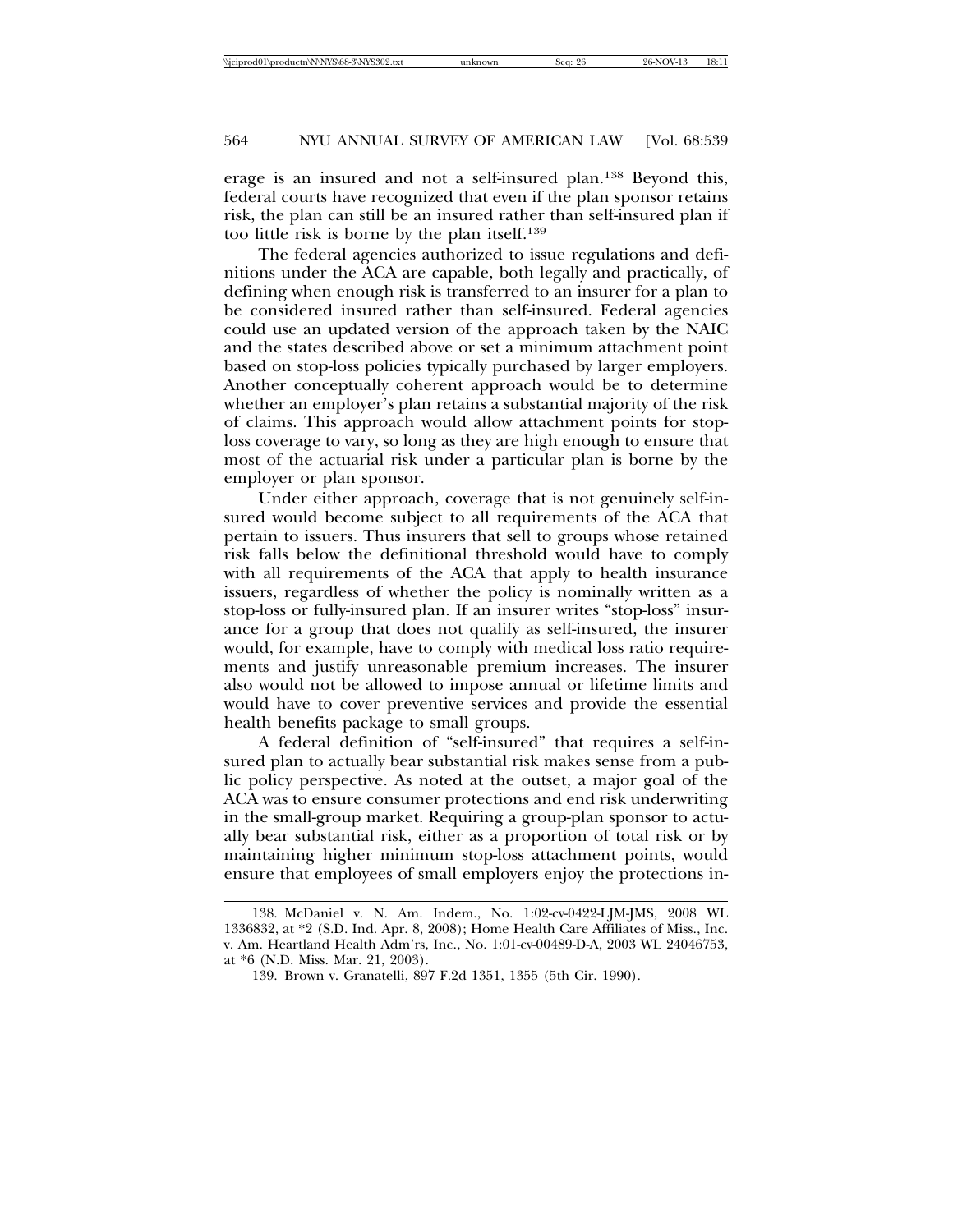erage is an insured and not a self-insured plan.[138] Beyond this, federal courts have recognized that even if the plan sponsor retains risk, the plan can still be an insured rather than self-insured plan if too little risk is borne by the plan itself.[139]

The federal agencies authorized to issue regulations and definitions under the ACA are capable, both legally and practically, of defining when enough risk is transferred to an insurer for a plan to be considered insured rather than self-insured. Federal agencies could use an updated version of the approach taken by the NAIC and the states described above or set a minimum attachment point based on stop-loss policies typically purchased by larger employers. Another conceptually coherent approach would be to determine whether an employer's plan retains a substantial majority of the risk of claims. This approach would allow attachment points for stop-loss coverage to vary, so long as they are high enough to ensure that most of the actuarial risk under a particular plan is borne by the employer or plan sponsor.

Under either approach, coverage that is not genuinely self-insured would become subject to all requirements of the ACA that pertain to issuers. Thus insurers that sell to groups whose retained risk falls below the definitional threshold would have to comply with all requirements of the ACA that apply to health insurance issuers, regardless of whether the policy is nominally written as a stop-loss or fully-insured plan. If an insurer writes "stop-loss" insurance for a group that does not qualify as self-insured, the insurer would, for example, have to comply with medical loss ratio requirements and justify unreasonable premium increases. The insurer also would not be allowed to impose annual or lifetime limits and would have to cover preventive services and provide the essential health benefits package to small groups.

A federal definition of "self-insured" that requires a self-insured plan to actually bear substantial risk makes sense from a public policy perspective. As noted at the outset, a major goal of the ACA was to ensure consumer protections and end risk underwriting in the small-group market. Requiring a group-plan sponsor to actually bear substantial risk, either as a proportion of total risk or by maintaining higher minimum stop-loss attachment points, would ensure that employees of small employers enjoy the protections in-

---

138. McDaniel v. N. Am. Indem., No. 1:02-cv-0422-LJM-JMS, 2008 WL 1336832, at *2 (S.D. Ind. Apr. 8, 2008); Home Health Care Affiliates of Miss., Inc. v. Am. Heartland Health Adm'rs, Inc., No. 1:01-cv-00489-D-A, 2003 WL 24046753, at *6 (N.D. Miss. Mar. 21, 2003).

139. Brown v. Granatelli, 897 F.2d 1351, 1355 (5th Cir. 1990).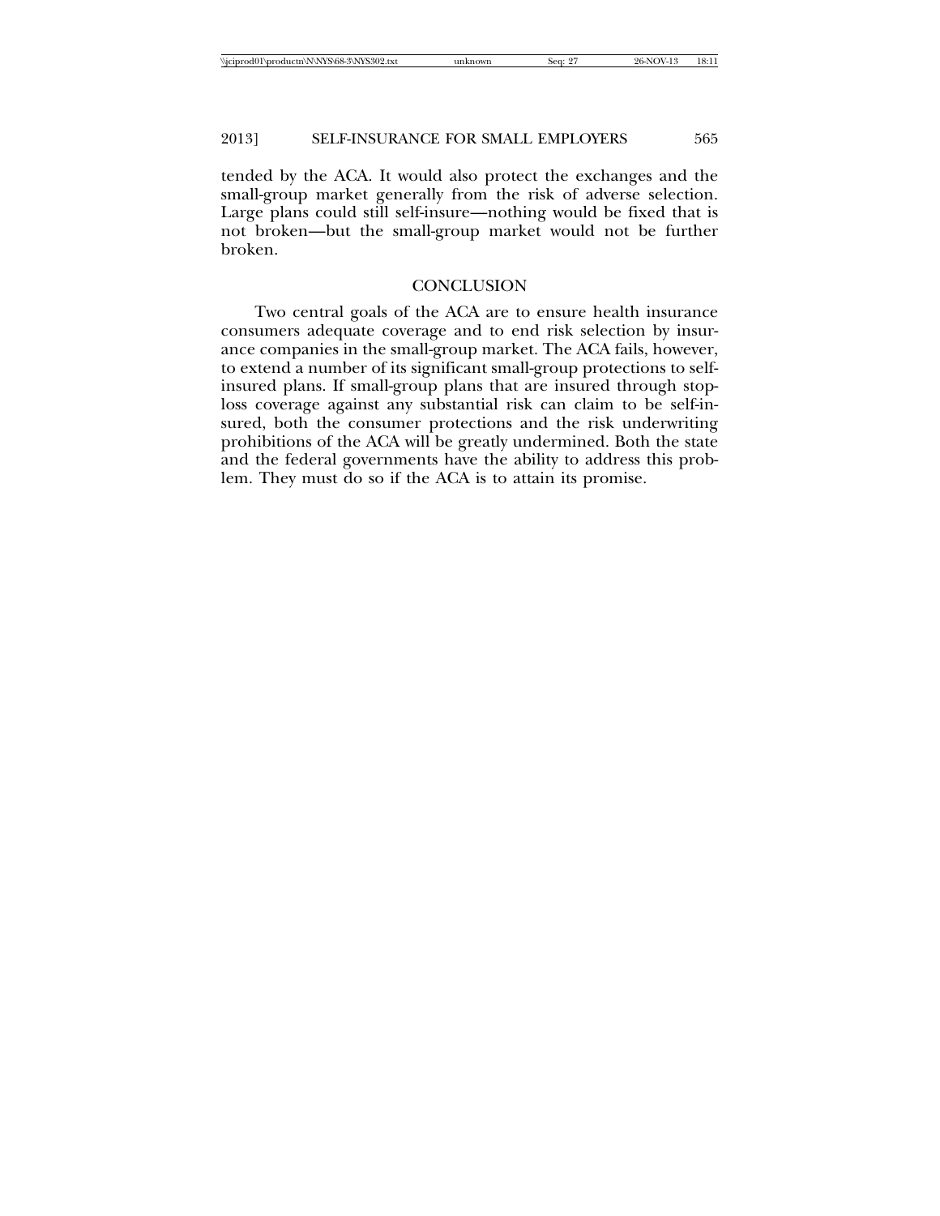tended by the ACA. It would also protect the exchanges and the small-group market generally from the risk of adverse selection. Large plans could still self-insure—nothing would be fixed that is not broken—but the small-group market would not be further broken.

## CONCLUSION

Two central goals of the ACA are to ensure health insurance consumers adequate coverage and to end risk selection by insurance companies in the small-group market. The ACA fails, however, to extend a number of its significant small-group protections to self-insured plans. If small-group plans that are insured through stop-loss coverage against any substantial risk can claim to be self-insured, both the consumer protections and the risk underwriting prohibitions of the ACA will be greatly undermined. Both the state and the federal governments have the ability to address this problem. They must do so if the ACA is to attain its promise.